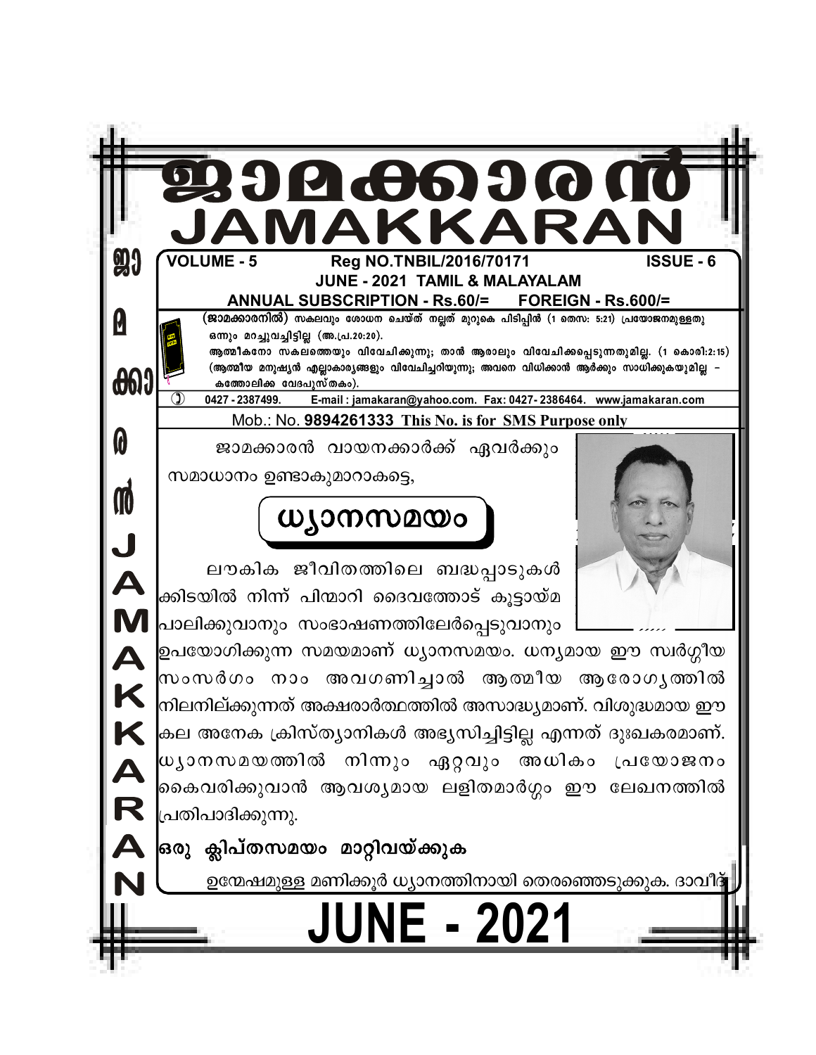# ജാമക്കാരൻ
# JAMAKKARAN

**VOLUME - 5** | **Reg NO.TNBIL/2016/70171** | **ISSUE - 6**

**JUNE - 2021 TAMIL & MALAYALAM**

**ANNUAL SUBSCRIPTION - Rs.60/= FOREIGN - Rs.600/=**

**(ജാമക്കാരനിൽ)** സകലവും ശോധന ചെയ്ത് നല്ലത് മുറുകെ പിടിപ്പിൻ (1 തെസ: 5:21) പ്രയോജനമുള്ളതു ഒന്നും മറച്ചുവച്ചിട്ടില്ല (അ.പ്ര.20:20).

ആത്മീകനോ സകലത്തെയും വിവേചിക്കുന്നു; താൻ ആരാലും വിവേചിക്കപ്പെടുന്നതുമില്ല. (1 കൊരി:2:15) (ആത്മീയ മനുഷ്യൻ എല്ലാകാര്യങ്ങളും വിവേചിച്ചറിയുന്നു; അവനെ വിധിക്കാൻ ആർക്കും സാധിക്കുകയുമില്ല – കത്തോലിക്ക വേദപുസ്തകം).

0427 - 2387499. E-mail : jamakaran@yahoo.com. Fax: 0427- 2386464. www.jamakaran.com

Mob.: No. **9894261333 This No. is for SMS Purpose only**

ജാമക്കാരൻ വായനക്കാർക്ക് ഏവർക്കും സമാധാനം ഉണ്ടാകുമാറാകട്ടെ,

## ധ്യാനസമയം

ലൗകിക ജീവിതത്തിലെ ബദ്ധപ്പാടുകൾക്കിടയിൽ നിന്ന് പിന്മാറി ദൈവത്തോട് കൂട്ടായ്മ പാലിക്കുവാനും സംഭാഷണത്തിലേർപ്പെടുവാനും ഉപയോഗിക്കുന്ന സമയമാണ് ധ്യാനസമയം. ധന്യമായ ഈ സ്വർഗ്ഗീയ സംസർഗം നാം അവഗണിച്ചാൽ ആത്മീയ ആരോഗ്യത്തിൽ നിലനില്ക്കുന്നത് അക്ഷരാർത്ഥത്തിൽ അസാദ്ധ്യമാണ്. വിശുദ്ധമായ ഈ കല അനേക ക്രിസ്ത്യാനികൾ അഭ്യസിച്ചിട്ടില്ല എന്നത് ദുഃഖകരമാണ്. ധ്യാനസമയത്തിൽ നിന്നും ഏറ്റവും അധികം പ്രയോജനം കൈവരിക്കുവാൻ ആവശ്യമായ ലളിതമാർഗ്ഗം ഈ ലേഖനത്തിൽ പ്രതിപാദിക്കുന്നു.

### ഒരു ക്ലിപ്തസമയം മാറ്റിവയ്ക്കുക

ഉന്മേഷമുള്ള മണിക്കൂർ ധ്യാനത്തിനായി തെരഞ്ഞെടുക്കുക. ദാവീദ്

**JUNE - 2021**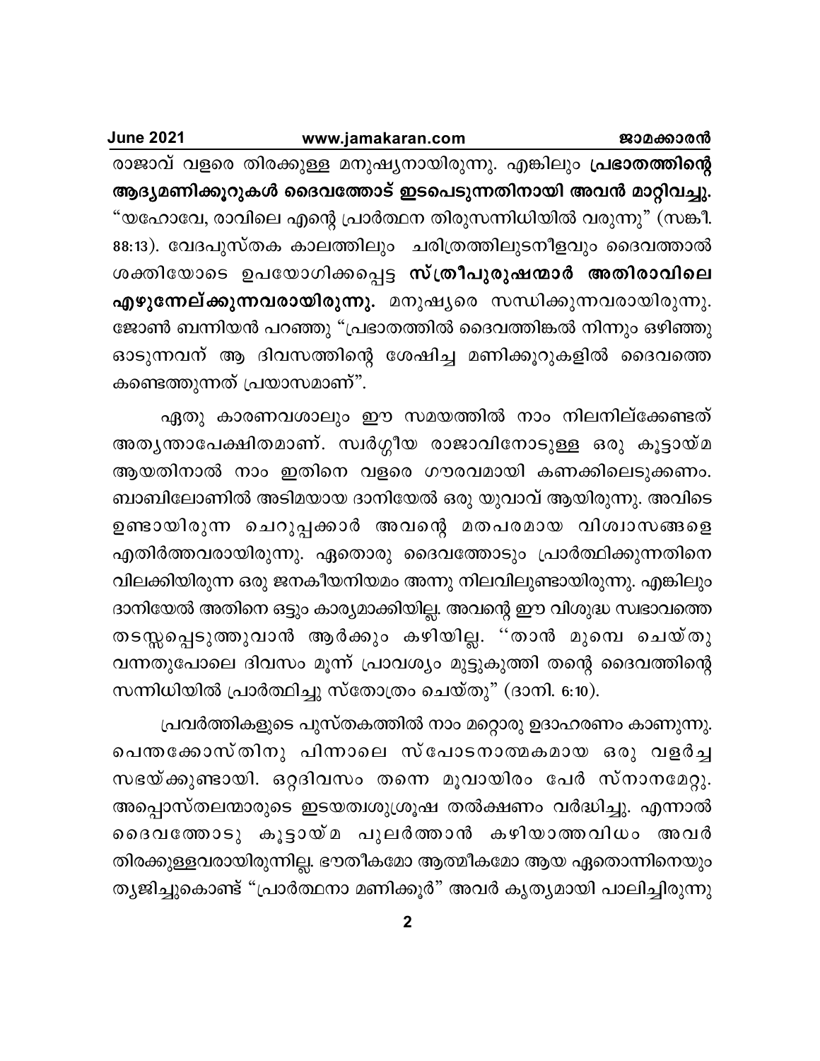രാജാവ് വളരെ തിരക്കുള്ള മനുഷ്യനായിരുന്നു. എങ്കിലും **പ്രഭാതത്തിന്റെ ആദ്യമണിക്കൂറുകൾ ദൈവത്തോട് ഇടപെടുന്നതിനായി അവൻ മാറ്റിവച്ചു.** "യഹോവേ, രാവിലെ എന്റെ പ്രാർത്ഥന തിരുസന്നിധിയിൽ വരുന്നു" (സങ്കീ. 88:13). വേദപുസ്തക കാലത്തിലും ചരിത്രത്തിലുടനീളവും ദൈവത്താൽ ശക്തിയോടെ ഉപയോഗിക്കപ്പെട്ട **സ്ത്രീപുരുഷന്മാർ അതിരാവിലെ എഴുന്നേല്ക്കുന്നവരായിരുന്നു.** മനുഷ്യരെ സന്ധിക്കുന്നവരായിരുന്നു. ജോൺ ബന്നിയൻ പറഞ്ഞു "പ്രഭാതത്തിൽ ദൈവത്തിങ്കൽ നിന്നും ഒഴിഞ്ഞു ഓടുന്നവന് ആ ദിവസത്തിന്റെ ശേഷിച്ച മണിക്കൂറുകളിൽ ദൈവത്തെ കണ്ടെത്തുന്നത് പ്രയാസമാണ്".

ഏതു കാരണവശാലും ഈ സമയത്തിൽ നാം നിലനില്ക്കേണ്ടത് അത്യന്താപേക്ഷിതമാണ്. സ്വർഗ്ഗീയ രാജാവിനോടുള്ള ഒരു കൂട്ടായ്മ ആയതിനാൽ നാം ഇതിനെ വളരെ ഗൗരവമായി കണക്കിലെടുക്കണം. ബാബിലോണിൽ അടിമയായ ദാനിയേൽ ഒരു യുവാവ് ആയിരുന്നു. അവിടെ ഉണ്ടായിരുന്ന ചെറുപ്പക്കാർ അവന്റെ മതപരമായ വിശ്വാസങ്ങളെ എതിർത്തവരായിരുന്നു. ഏതൊരു ദൈവത്തോടും പ്രാർത്ഥിക്കുന്നതിനെ വിലക്കിയിരുന്ന ഒരു ജനകീയനിയമം അന്നു നിലവിലുണ്ടായിരുന്നു. എങ്കിലും ദാനിയേൽ അതിനെ ഒട്ടും കാര്യമാക്കിയില്ല. അവന്റെ ഈ വിശുദ്ധ സ്വഭാവത്തെ തടസ്സപ്പെടുത്തുവാൻ ആർക്കും കഴിയില്ല. ''താൻ മുമ്പെ ചെയ്തു വന്നതുപോലെ ദിവസം മൂന്ന് പ്രാവശ്യം മുട്ടുകുത്തി തന്റെ ദൈവത്തിന്റെ സന്നിധിയിൽ പ്രാർത്ഥിച്ചു സ്തോത്രം ചെയ്തു" (ദാനി. 6:10).

പ്രവർത്തികളുടെ പുസ്തകത്തിൽ നാം മറ്റൊരു ഉദാഹരണം കാണുന്നു. പെന്തക്കോസ്തിനു പിന്നാലെ സ്പോടനാത്മകമായ ഒരു വളർച്ച സഭയ്ക്കുണ്ടായി. ഒറ്റദിവസം തന്നെ മൂവായിരം പേർ സ്നാനമേറ്റു. അപ്പൊസ്തലന്മാരുടെ ഇടയത്വശുശ്രൂഷ തൽക്ഷണം വർദ്ധിച്ചു. എന്നാൽ ദൈവത്തോടു കൂട്ടായ്മ പുലർത്താൻ കഴിയാത്തവിധം അവർ തിരക്കുള്ളവരായിരുന്നില്ല. ഭൗതീകമോ ആത്മീകമോ ആയ ഏതൊന്നിനെയും ത്യജിച്ചുകൊണ്ട് "പ്രാർത്ഥനാ മണിക്കൂർ" അവർ കൃത്യമായി പാലിച്ചിരുന്നു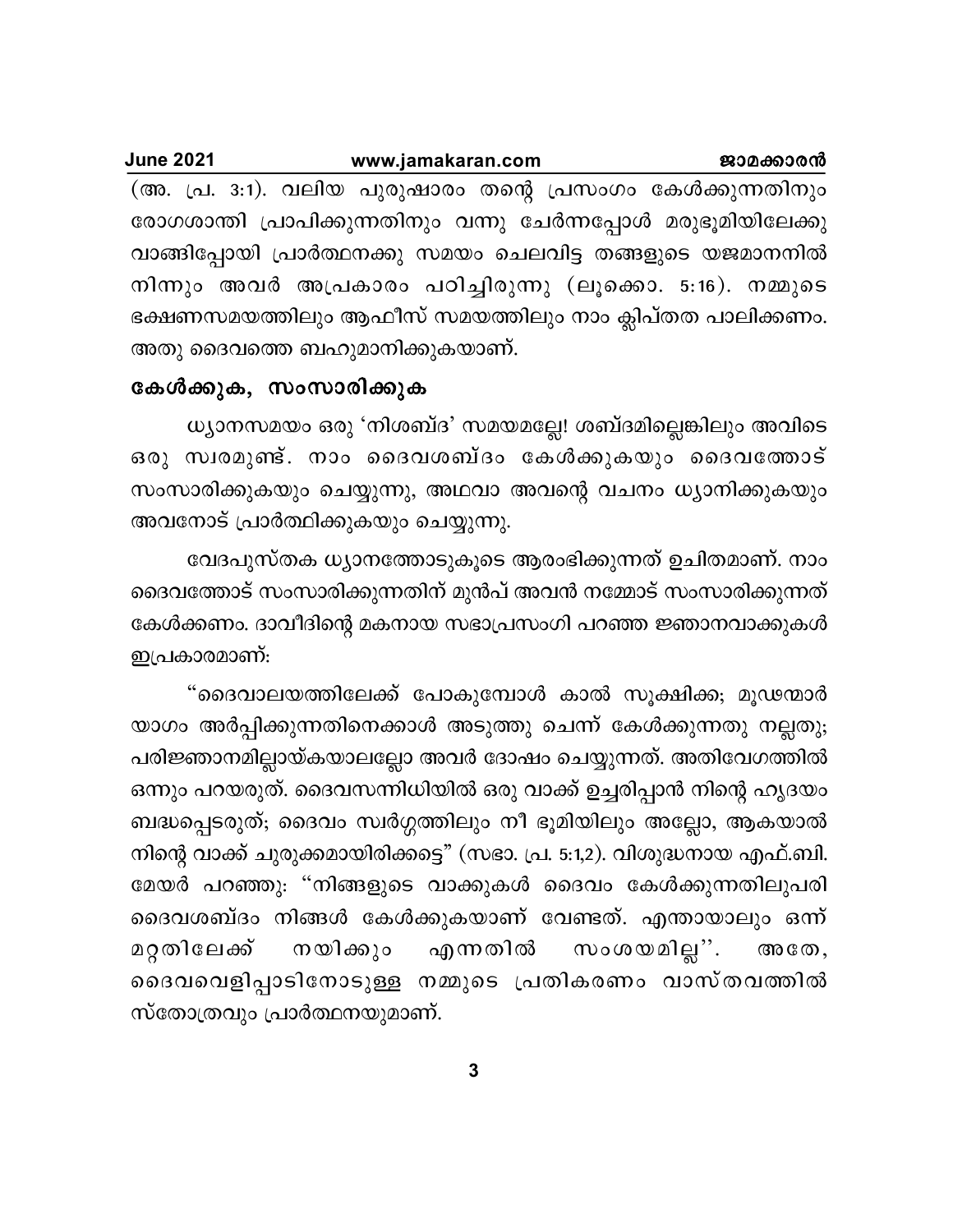(അ. പ്ര. 3:1). വലിയ പുരുഷാരം തന്റെ പ്രസംഗം കേൾക്കുന്നതിനും രോഗശാന്തി പ്രാപിക്കുന്നതിനും വന്നു ചേർന്നപ്പോൾ മരുഭൂമിയിലേക്കു വാങ്ങിപ്പോയി പ്രാർത്ഥനക്കു സമയം ചെലവിട്ട തങ്ങളുടെ യജമാനനിൽ നിന്നും അവർ അപ്രകാരം പഠിച്ചിരുന്നു (ലൂക്കൊ. 5:16). നമ്മുടെ ഭക്ഷണസമയത്തിലും ആഫീസ് സമയത്തിലും നാം ക്ലിപ്തത പാലിക്കണം. അതു ദൈവത്തെ ബഹുമാനിക്കുകയാണ്.

## കേൾക്കുക, സംസാരിക്കുക

ധ്യാനസമയം ഒരു 'നിശബ്ദ' സമയമല്ലേ! ശബ്ദമില്ലെങ്കിലും അവിടെ ഒരു സ്വരമുണ്ട്. നാം ദൈവശബ്ദം കേൾക്കുകയും ദൈവത്തോട് സംസാരിക്കുകയും ചെയ്യുന്നു, അഥവാ അവന്റെ വചനം ധ്യാനിക്കുകയും അവനോട് പ്രാർത്ഥിക്കുകയും ചെയ്യുന്നു.

വേദപുസ്തക ധ്യാനത്തോടുകൂടെ ആരംഭിക്കുന്നത് ഉചിതമാണ്. നാം ദൈവത്തോട് സംസാരിക്കുന്നതിന് മുൻപ് അവൻ നമ്മോട് സംസാരിക്കുന്നത് കേൾക്കണം. ദാവീദിന്റെ മകനായ സഭാപ്രസംഗി പറഞ്ഞ ജ്ഞാനവാക്കുകൾ ഇപ്രകാരമാണ്:

"ദൈവാലയത്തിലേക്ക് പോകുമ്പോൾ കാൽ സൂക്ഷിക്ക; മൂഢന്മാർ യാഗം അർപ്പിക്കുന്നതിനെക്കാൾ അടുത്തു ചെന്ന് കേൾക്കുന്നതു നല്ലതു; പരിജ്ഞാനമില്ലായ്കയാലല്ലോ അവർ ദോഷം ചെയ്യുന്നത്. അതിവേഗത്തിൽ ഒന്നും പറയരുത്. ദൈവസന്നിധിയിൽ ഒരു വാക്ക് ഉച്ചരിപ്പാൻ നിന്റെ ഹൃദയം ബദ്ധപ്പെടരുത്; ദൈവം സ്വർഗ്ഗത്തിലും നീ ഭൂമിയിലും അല്ലോ, ആകയാൽ നിന്റെ വാക്ക് ചുരുക്കമായിരിക്കട്ടെ" (സഭാ. പ്ര. 5:1,2). വിശുദ്ധനായ എഫ്.ബി. മേയർ പറഞ്ഞു: "നിങ്ങളുടെ വാക്കുകൾ ദൈവം കേൾക്കുന്നതിലുപരി ദൈവശബ്ദം നിങ്ങൾ കേൾക്കുകയാണ് വേണ്ടത്. എന്തായാലും ഒന്ന് മറ്റതിലേക്ക് നയിക്കും എന്നതിൽ സംശയമില്ല''. അതേ, ദൈവവെളിപ്പാടിനോടുള്ള നമ്മുടെ പ്രതികരണം വാസ്തവത്തിൽ സ്തോത്രവും പ്രാർത്ഥനയുമാണ്.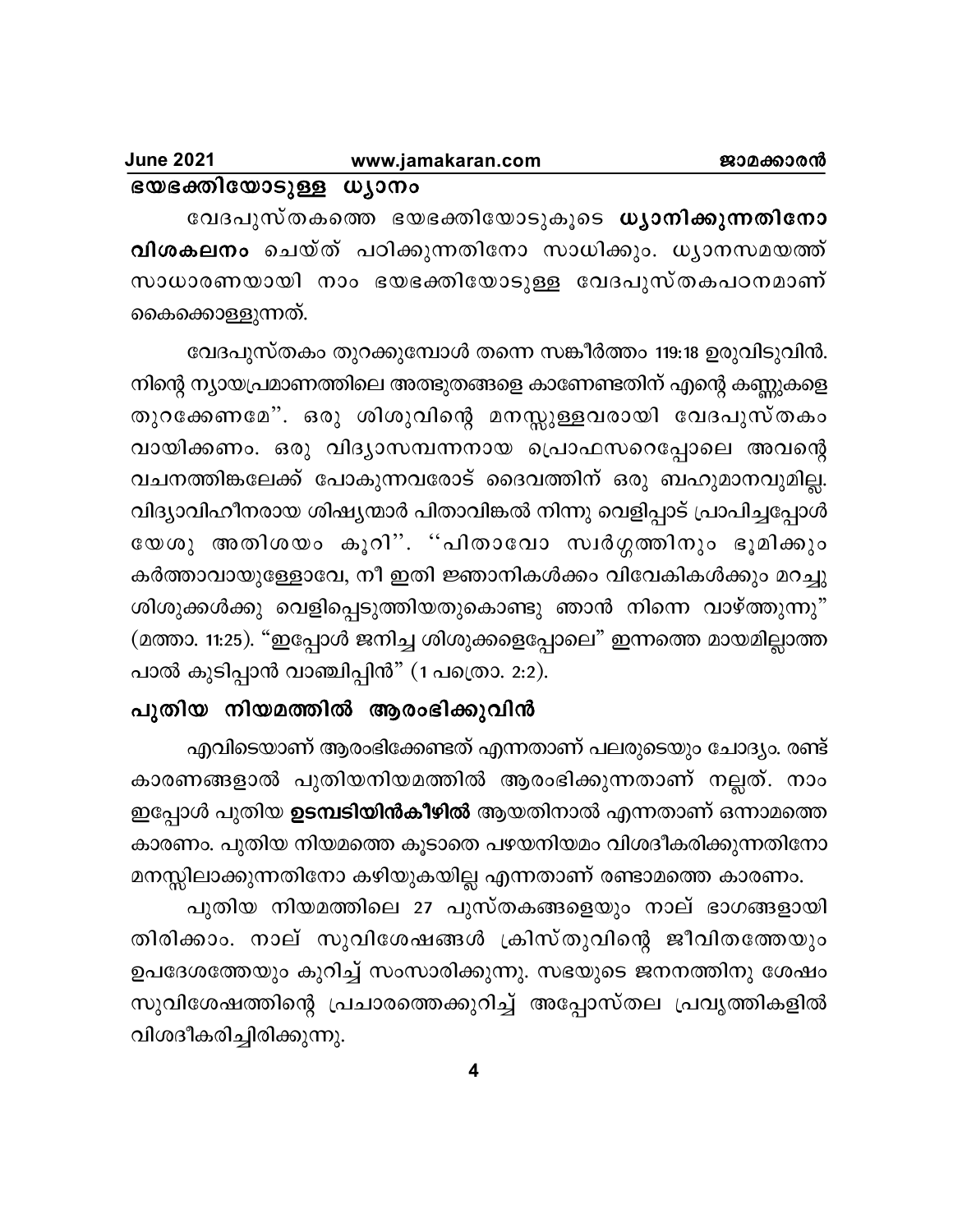## ഭയഭക്തിയോടുള്ള ധ്യാനം

വേദപുസ്തകത്തെ ഭയഭക്തിയോടുകൂടെ **ധ്യാനിക്കുന്നതിനോ വിശകലനം** ചെയ്ത് പഠിക്കുന്നതിനോ സാധിക്കും. ധ്യാനസമയത്ത് സാധാരണയായി നാം ഭയഭക്തിയോടുള്ള വേദപുസ്തകപഠനമാണ് കൈക്കൊള്ളുന്നത്.

വേദപുസ്തകം തുറക്കുമ്പോൾ തന്നെ സങ്കീർത്തം 119:18 ഉരുവിടുവിൻ. നിന്റെ ന്യായപ്രമാണത്തിലെ അത്ഭുതങ്ങളെ കാണേണ്ടതിന് എന്റെ കണ്ണുകളെ തുറക്കേണമേ". ഒരു ശിശുവിന്റെ മനസ്സുള്ളവരായി വേദപുസ്തകം വായിക്കണം. ഒരു വിദ്യാസമ്പന്നനായ പ്രൊഫസറെപ്പോലെ അവന്റെ വചനത്തിങ്കലേക്ക് പോകുന്നവരോട് ദൈവത്തിന് ഒരു ബഹുമാനവുമില്ല. വിദ്യാവിഹീനരായ ശിഷ്യന്മാർ പിതാവിങ്കൽ നിന്നു വെളിപ്പാട് പ്രാപിച്ചപ്പോൾ യേശു അതിശയം കൂറി". "പിതാവോ സ്വർഗ്ഗത്തിനും ഭൂമിക്കും കർത്താവായുള്ളോവേ, നീ ഇതി ജ്ഞാനികൾക്കും വിവേകികൾക്കും മറച്ചു ശിശുക്കൾക്കു വെളിപ്പെടുത്തിയതുകൊണ്ടു ഞാൻ നിന്നെ വാഴ്ത്തുന്നു" (മത്താ. 11:25). "ഇപ്പോൾ ജനിച്ച ശിശുക്കളെപ്പോലെ" ഇന്നത്തെ മായമില്ലാത്ത പാൽ കുടിപ്പാൻ വാഞ്ചിപ്പിൻ" (1 പത്രൊ. 2:2).

## പുതിയ നിയമത്തിൽ ആരംഭിക്കുവിൻ

എവിടെയാണ് ആരംഭിക്കേണ്ടത് എന്നതാണ് പലരുടെയും ചോദ്യം. രണ്ട് കാരണങ്ങളാൽ പുതിയനിയമത്തിൽ ആരംഭിക്കുന്നതാണ് നല്ലത്. നാം ഇപ്പോൾ പുതിയ **ഉടമ്പടിയിൻകീഴിൽ** ആയതിനാൽ എന്നതാണ് ഒന്നാമത്തെ കാരണം. പുതിയ നിയമത്തെ കൂടാതെ പഴയനിയമം വിശദീകരിക്കുന്നതിനോ മനസ്സിലാക്കുന്നതിനോ കഴിയുകയില്ല എന്നതാണ് രണ്ടാമത്തെ കാരണം.

പുതിയ നിയമത്തിലെ 27 പുസ്തകങ്ങളെയും നാല് ഭാഗങ്ങളായി തിരിക്കാം. നാല് സുവിശേഷങ്ങൾ ക്രിസ്തുവിന്റെ ജീവിതത്തേയും ഉപദേശത്തേയും കുറിച്ച് സംസാരിക്കുന്നു. സഭയുടെ ജനനത്തിനു ശേഷം സുവിശേഷത്തിന്റെ പ്രചാരത്തെക്കുറിച്ച് അപ്പോസ്തല പ്രവൃത്തികളിൽ വിശദീകരിച്ചിരിക്കുന്നു.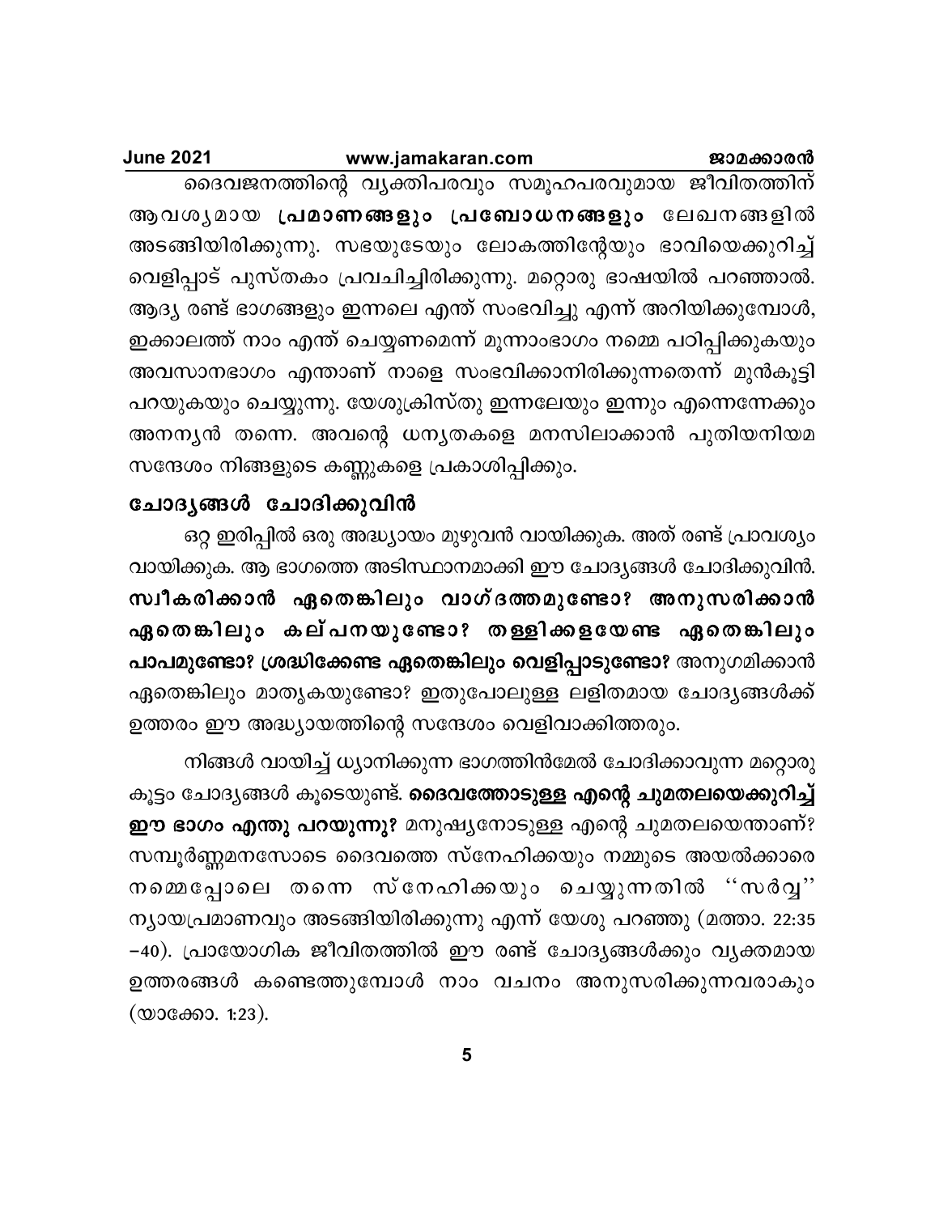ദൈവജനത്തിന്റെ വ്യക്തിപരവും സമൂഹപരവുമായ ജീവിതത്തിന് ആവശ്യമായ **പ്രമാണങ്ങളും പ്രബോധനങ്ങളും** ലേഖനങ്ങളിൽ അടങ്ങിയിരിക്കുന്നു. സഭയുടേയും ലോകത്തിന്റേയും ഭാവിയെക്കുറിച്ച് വെളിപ്പാട് പുസ്തകം പ്രവചിച്ചിരിക്കുന്നു. മറ്റൊരു ഭാഷയിൽ പറഞ്ഞാൽ. ആദ്യ രണ്ട് ഭാഗങ്ങളും ഇന്നലെ എന്ത് സംഭവിച്ചു എന്ന് അറിയിക്കുമ്പോൾ, ഇക്കാലത്ത് നാം എന്ത് ചെയ്യണമെന്ന് മൂന്നാംഭാഗം നമ്മെ പഠിപ്പിക്കുകയും അവസാനഭാഗം എന്താണ് നാളെ സംഭവിക്കാനിരിക്കുന്നതെന്ന് മുൻകൂട്ടി പറയുകയും ചെയ്യുന്നു. യേശുക്രിസ്തു ഇന്നലേയും ഇന്നും എന്നെന്നേക്കും അനന്യൻ തന്നെ. അവന്റെ ധന്യതകളെ മനസിലാക്കാൻ പുതിയനിയമ സന്ദേശം നിങ്ങളുടെ കണ്ണുകളെ പ്രകാശിപ്പിക്കും.

## ചോദ്യങ്ങൾ ചോദിക്കുവിൻ

ഒറ്റ ഇരിപ്പിൽ ഒരു അദ്ധ്യായം മുഴുവൻ വായിക്കുക. അത് രണ്ട് പ്രാവശ്യം വായിക്കുക. ആ ഭാഗത്തെ അടിസ്ഥാനമാക്കി ഈ ചോദ്യങ്ങൾ ചോദിക്കുവിൻ. **സ്വീകരിക്കാൻ ഏതെങ്കിലും വാഗ്ദത്തമുണ്ടോ? അനുസരിക്കാൻ ഏതെങ്കിലും കല്പനയുണ്ടോ? തള്ളിക്കളയേണ്ട ഏതെങ്കിലും പാപമുണ്ടോ? ശ്രദ്ധിക്കേണ്ട ഏതെങ്കിലും വെളിപ്പാടുണ്ടോ?** അനുഗമിക്കാൻ ഏതെങ്കിലും മാതൃകയുണ്ടോ? ഇതുപോലുള്ള ലളിതമായ ചോദ്യങ്ങൾക്ക് ഉത്തരം ഈ അദ്ധ്യായത്തിന്റെ സന്ദേശം വെളിവാക്കിത്തരും.

നിങ്ങൾ വായിച്ച് ധ്യാനിക്കുന്ന ഭാഗത്തിൻമേൽ ചോദിക്കാവുന്ന മറ്റൊരു കൂട്ടം ചോദ്യങ്ങൾ കൂടെയുണ്ട്. **ദൈവത്തോടുള്ള എന്റെ ചുമതലയെക്കുറിച്ച് ഈ ഭാഗം എന്തു പറയുന്നു?** മനുഷ്യനോടുള്ള എന്റെ ചുമതലയെന്താണ്? സമ്പൂർണ്ണമനസോടെ ദൈവത്തെ സ്നേഹിക്കയും നമ്മുടെ അയൽക്കാരെ നമ്മെപ്പോലെ തന്നെ സ്നേഹിക്കയും ചെയ്യുന്നതിൽ ''സർവ്വ'' ന്യായപ്രമാണവും അടങ്ങിയിരിക്കുന്നു എന്ന് യേശു പറഞ്ഞു (മത്താ. 22:35 –40). പ്രായോഗിക ജീവിതത്തിൽ ഈ രണ്ട് ചോദ്യങ്ങൾക്കും വ്യക്തമായ ഉത്തരങ്ങൾ കണ്ടെത്തുമ്പോൾ നാം വചനം അനുസരിക്കുന്നവരാകും (യാക്കോ. 1:23).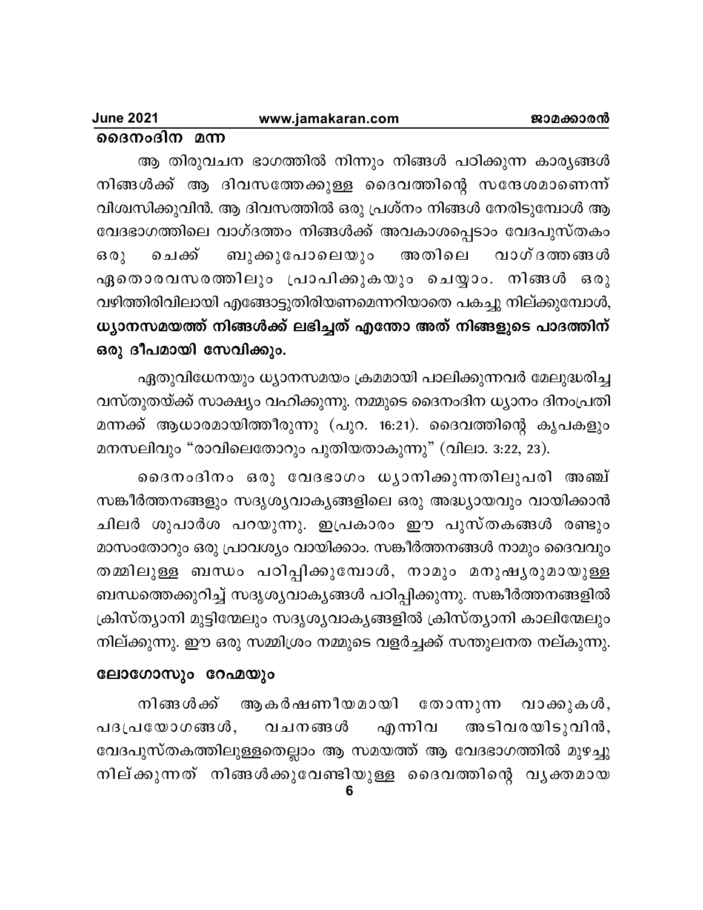## ദൈനംദിന മന്ന

ആ തിരുവചന ഭാഗത്തിൽ നിന്നും നിങ്ങൾ പഠിക്കുന്ന കാര്യങ്ങൾ നിങ്ങൾക്ക് ആ ദിവസത്തേക്കുള്ള ദൈവത്തിന്റെ സന്ദേശമാണെന്ന് വിശ്വസിക്കുവിൻ. ആ ദിവസത്തിൽ ഒരു പ്രശ്നം നിങ്ങൾ നേരിടുമ്പോൾ ആ വേദഭാഗത്തിലെ വാഗ്ദത്തം നിങ്ങൾക്ക് അവകാശപ്പെടാം വേദപുസ്തകം ഒരു ചെക്ക് ബുക്കുപോലെയും അതിലെ വാഗ്ദത്തങ്ങൾ ഏതൊരവസരത്തിലും പ്രാപിക്കുകയും ചെയ്യാം. നിങ്ങൾ ഒരു വഴിത്തിരിവിലായി എങ്ങോട്ടുതിരിയണമെന്നറിയാതെ പകച്ചു നില്ക്കുമ്പോൾ, **ധ്യാനസമയത്ത് നിങ്ങൾക്ക് ലഭിച്ചത് എന്തോ അത് നിങ്ങളുടെ പാദത്തിന് ഒരു ദീപമായി സേവിക്കും.**

ഏതുവിധേനയും ധ്യാനസമയം ക്രമമായി പാലിക്കുന്നവർ മേലുദ്ധരിച്ച വസ്തുതയ്ക്ക് സാക്ഷ്യം വഹിക്കുന്നു. നമ്മുടെ ദൈനംദിന ധ്യാനം ദിനംപ്രതി മന്നക്ക് ആധാരമായിത്തീരുന്നു (പുറ. 16:21). ദൈവത്തിന്റെ കൃപകളും മനസലിവും "രാവിലെതോറും പുതിയതാകുന്നു" (വിലാ. 3:22, 23).

ദൈനംദിനം ഒരു വേദഭാഗം ധ്യാനിക്കുന്നതിലുപരി അഞ്ച് സങ്കീർത്തനങ്ങളും സദൃശ്യവാക്യങ്ങളിലെ ഒരു അദ്ധ്യായവും വായിക്കാൻ ചിലർ ശുപാർശ പറയുന്നു. ഇപ്രകാരം ഈ പുസ്തകങ്ങൾ രണ്ടും മാസംതോറും ഒരു പ്രാവശ്യം വായിക്കാം. സങ്കീർത്തനങ്ങൾ നാമും ദൈവവും തമ്മിലുള്ള ബന്ധം പഠിപ്പിക്കുമ്പോൾ, നാമും മനുഷ്യരുമായുള്ള ബന്ധത്തെക്കുറിച്ച് സദൃശ്യവാക്യങ്ങൾ പഠിപ്പിക്കുന്നു. സങ്കീർത്തനങ്ങളിൽ ക്രിസ്ത്യാനി മുട്ടിന്മേലും സദൃശ്യവാക്യങ്ങളിൽ ക്രിസ്ത്യാനി കാലിന്മേലും നില്ക്കുന്നു. ഈ ഒരു സമ്മിശ്രം നമ്മുടെ വളർച്ചക്ക് സന്തുലനത നല്കുന്നു.

## ലോഗോസും റേമയും

നിങ്ങൾക്ക് ആകർഷണീയമായി തോന്നുന്ന വാക്കുകൾ, പദപ്രയോഗങ്ങൾ, വചനങ്ങൾ എന്നിവ അടിവരയിടുവിൻ, വേദപുസ്തകത്തിലുള്ളതെല്ലാം ആ സമയത്ത് ആ വേദഭാഗത്തിൽ മുഴച്ചു നില്ക്കുന്നത് നിങ്ങൾക്കുവേണ്ടിയുള്ള ദൈവത്തിന്റെ വ്യക്തമായ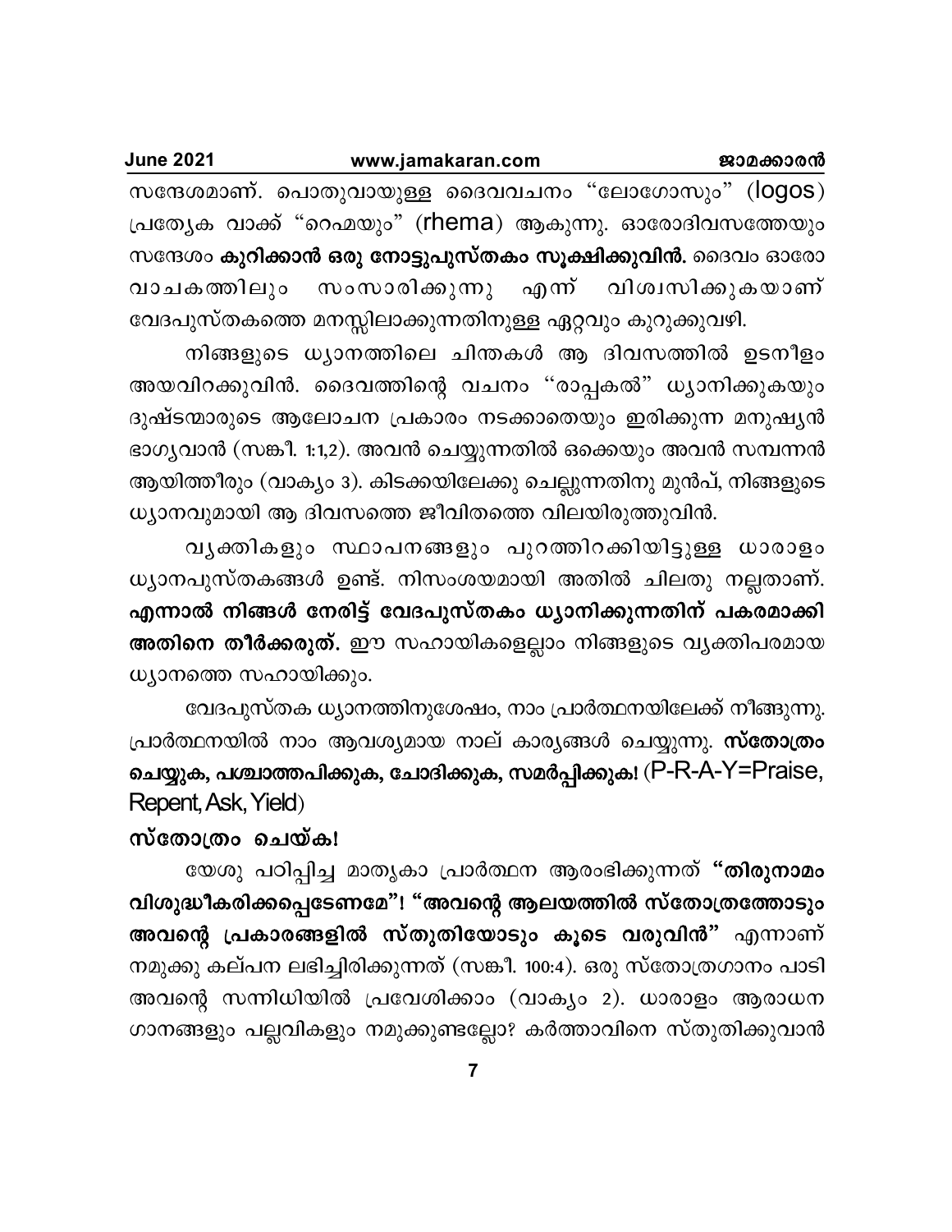സന്ദേശമാണ്. പൊതുവായുള്ള ദൈവവചനം "ലോഗോസും" (logos) പ്രത്യേക വാക്ക് "റെമയും" (rhema) ആകുന്നു. ഓരോദിവസത്തേയും സന്ദേശം **കുറിക്കാൻ ഒരു നോട്ടുപുസ്തകം സൂക്ഷിക്കുവിൻ.** ദൈവം ഓരോ വാചകത്തിലും സംസാരിക്കുന്നു എന്ന് വിശ്വസിക്കുകയാണ് വേദപുസ്തകത്തെ മനസ്സിലാക്കുന്നതിനുള്ള ഏറ്റവും കുറുക്കുവഴി.

നിങ്ങളുടെ ധ്യാനത്തിലെ ചിന്തകൾ ആ ദിവസത്തിൽ ഉടനീളം അയവിറക്കുവിൻ. ദൈവത്തിന്റെ വചനം "രാപ്പകൽ" ധ്യാനിക്കുകയും ദുഷ്ടന്മാരുടെ ആലോചന പ്രകാരം നടക്കാതെയും ഇരിക്കുന്ന മനുഷ്യൻ ഭാഗ്യവാൻ (സങ്കീ. 1:1,2). അവൻ ചെയ്യുന്നതിൽ ഒക്കെയും അവൻ സമ്പന്നൻ ആയിത്തീരും (വാക്യം 3). കിടക്കയിലേക്കു ചെല്ലുന്നതിനു മുൻപ്, നിങ്ങളുടെ ധ്യാനവുമായി ആ ദിവസത്തെ ജീവിതത്തെ വിലയിരുത്തുവിൻ.

വ്യക്തികളും സ്ഥാപനങ്ങളും പുറത്തിറക്കിയിട്ടുള്ള ധാരാളം ധ്യാനപുസ്തകങ്ങൾ ഉണ്ട്. നിസംശയമായി അതിൽ ചിലതു നല്ലതാണ്. **എന്നാൽ നിങ്ങൾ നേരിട്ട് വേദപുസ്തകം ധ്യാനിക്കുന്നതിന് പകരമാക്കി അതിനെ തീർക്കരുത്.** ഈ സഹായികളെല്ലാം നിങ്ങളുടെ വ്യക്തിപരമായ ധ്യാനത്തെ സഹായിക്കും.

വേദപുസ്തക ധ്യാനത്തിനുശേഷം, നാം പ്രാർത്ഥനയിലേക്ക് നീങ്ങുന്നു. പ്രാർത്ഥനയിൽ നാം ആവശ്യമായ നാല് കാര്യങ്ങൾ ചെയ്യുന്നു. **സ്തോത്രം ചെയ്യുക, പശ്ചാത്തപിക്കുക, ചോദിക്കുക, സമർപ്പിക്കുക!** (P-R-A-Y=Praise, Repent, Ask, Yield)

**സ്തോത്രം ചെയ്ക!**

യേശു പഠിപ്പിച്ച മാതൃകാ പ്രാർത്ഥന ആരംഭിക്കുന്നത് **"തിരുനാമം വിശുദ്ധീകരിക്കപ്പെടേണമേ"! "അവന്റെ ആലയത്തിൽ സ്തോത്രത്തോടും അവന്റെ പ്രകാരങ്ങളിൽ സ്തുതിയോടും കൂടെ വരുവിൻ"** എന്നാണ് നമുക്കു കല്പന ലഭിച്ചിരിക്കുന്നത് (സങ്കീ. 100:4). ഒരു സ്തോത്രഗാനം പാടി അവന്റെ സന്നിധിയിൽ പ്രവേശിക്കാം (വാക്യം 2). ധാരാളം ആരാധന ഗാനങ്ങളും പല്ലവികളും നമുക്കുണ്ടല്ലോ? കർത്താവിനെ സ്തുതിക്കുവാൻ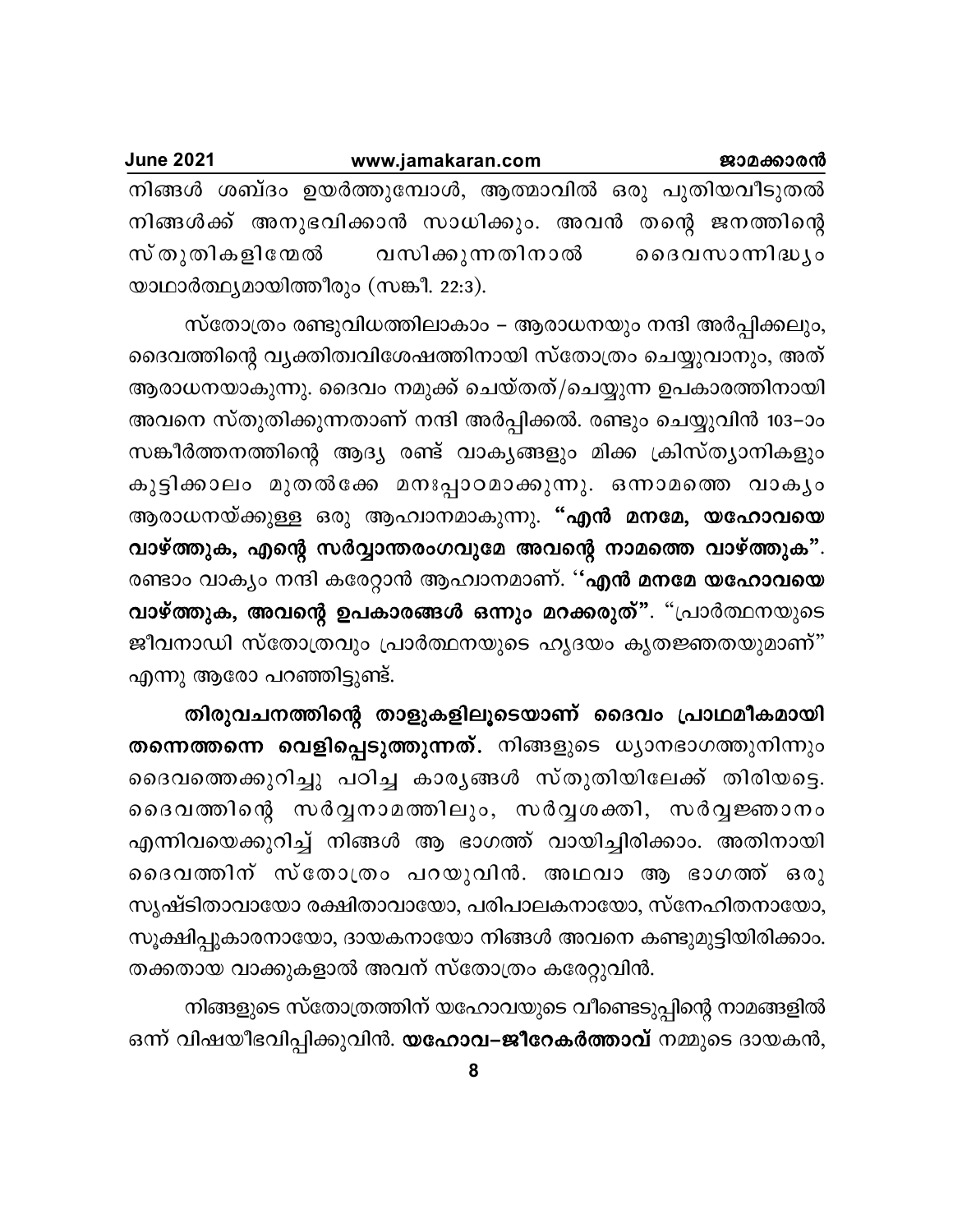നിങ്ങൾ ശബ്ദം ഉയർത്തുമ്പോൾ, ആത്മാവിൽ ഒരു പുതിയവീടുതൽ നിങ്ങൾക്ക് അനുഭവിക്കാൻ സാധിക്കും. അവൻ തന്റെ ജനത്തിന്റെ സ്തുതികളിന്മേൽ വസിക്കുന്നതിനാൽ ദൈവസാന്നിദ്ധ്യം യാഥാർത്ഥ്യമായിത്തീരും (സങ്കീ. 22:3).

സ്തോത്രം രണ്ടുവിധത്തിലാകാം – ആരാധനയും നന്ദി അർപ്പിക്കലും, ദൈവത്തിന്റെ വ്യക്തിത്വവിശേഷത്തിനായി സ്തോത്രം ചെയ്യുവാനും, അത് ആരാധനയാകുന്നു. ദൈവം നമുക്ക് ചെയ്തത്/ചെയ്യുന്ന ഉപകാരത്തിനായി അവനെ സ്തുതിക്കുന്നതാണ് നന്ദി അർപ്പിക്കൽ. രണ്ടും ചെയ്യുവിൻ 103–ാം സങ്കീർത്തനത്തിന്റെ ആദ്യ രണ്ട് വാക്യങ്ങളും മിക്ക ക്രിസ്ത്യാനികളും കുട്ടിക്കാലം മുതൽക്കേ മനഃപ്പാഠമാക്കുന്നു. ഒന്നാമത്തെ വാക്യം ആരാധനയ്ക്കുള്ള ഒരു ആഹ്വാനമാകുന്നു. **"എൻ മനമേ, യഹോവയെ വാഴ്ത്തുക, എന്റെ സർവ്വാന്തരംഗവുമേ അവന്റെ നാമത്തെ വാഴ്ത്തുക"**. രണ്ടാം വാക്യം നന്ദി കരേറ്റാൻ ആഹ്വാനമാണ്. **''എൻ മനമേ യഹോവയെ വാഴ്ത്തുക, അവന്റെ ഉപകാരങ്ങൾ ഒന്നും മറക്കരുത്"**. "പ്രാർത്ഥനയുടെ ജീവനാഡി സ്തോത്രവും പ്രാർത്ഥനയുടെ ഹൃദയം കൃതജ്ഞതയുമാണ്" എന്നു ആരോ പറഞ്ഞിട്ടുണ്ട്.

**തിരുവചനത്തിന്റെ താളുകളിലൂടെയാണ് ദൈവം പ്രാഥമികമായി തന്നെത്തന്നെ വെളിപ്പെടുത്തുന്നത്.** നിങ്ങളുടെ ധ്യാനഭാഗത്തുനിന്നും ദൈവത്തെക്കുറിച്ചു പഠിച്ച കാര്യങ്ങൾ സ്തുതിയിലേക്ക് തിരിയട്ടെ. ദൈവത്തിന്റെ സർവ്വനാമത്തിലും, സർവ്വശക്തി, സർവ്വജ്ഞാനം എന്നിവയെക്കുറിച്ച് നിങ്ങൾ ആ ഭാഗത്ത് വായിച്ചിരിക്കാം. അതിനായി ദൈവത്തിന് സ്തോത്രം പറയുവിൻ. അഥവാ ആ ഭാഗത്ത് ഒരു സൃഷ്ടിതാവായോ രക്ഷിതാവായോ, പരിപാലകനായോ, സ്നേഹിതനായോ, സൂക്ഷിപ്പുകാരനായോ, ദായകനായോ നിങ്ങൾ അവനെ കണ്ടുമുട്ടിയിരിക്കാം. തക്കതായ വാക്കുകളാൽ അവന് സ്തോത്രം കരേറ്റുവിൻ.

നിങ്ങളുടെ സ്തോത്രത്തിന് യഹോവയുടെ വീണ്ടെടുപ്പിന്റെ നാമങ്ങളിൽ ഒന്ന് വിഷയീഭവിപ്പിക്കുവിൻ. **യഹോവ–ജീറേകർത്താവ്** നമ്മുടെ ദായകൻ,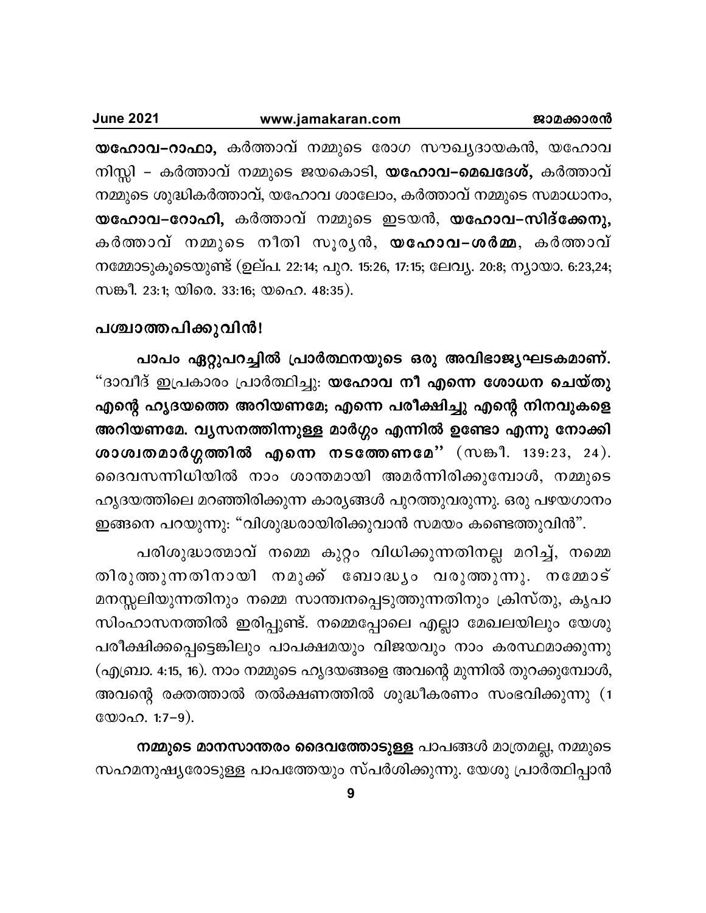**യഹോവ–റാഫാ,** കർത്താവ് നമ്മുടെ രോഗ സൗഖ്യദായകൻ, യഹോവ നിസ്സി – കർത്താവ് നമ്മുടെ ജയകൊടി, **യഹോവ–മെഖദേശ്,** കർത്താവ് നമ്മുടെ ശുദ്ധികർത്താവ്, യഹോവ ശാലോം, കർത്താവ് നമ്മുടെ സമാധാനം, **യഹോവ–റോഹി,** കർത്താവ് നമ്മുടെ ഇടയൻ, **യഹോവ–സിദ്ക്കേനു,** കർത്താവ് നമ്മുടെ നീതി സൂര്യൻ, **യഹോവ–ശർമ്മ**, കർത്താവ് നമ്മോടുകൂടെയുണ്ട് (ഉല്പ. 22:14; പുറ. 15:26, 17:15; ലേവ്യ. 20:8; ന്യായാ. 6:23,24; സങ്കീ. 23:1; യിരെ. 33:16; യഹെ. 48:35).

## പശ്ചാത്തപിക്കുവിൻ!

**പാപം ഏറ്റുപറച്ചിൽ പ്രാർത്ഥനയുടെ ഒരു അവിഭാജ്യഘടകമാണ്.** "ദാവീദ് ഇപ്രകാരം പ്രാർത്ഥിച്ചു: **യഹോവ നീ എന്നെ ശോധന ചെയ്തു എന്റെ ഹൃദയത്തെ അറിയണമേ; എന്നെ പരീക്ഷിച്ചു എന്റെ നിനവുകളെ അറിയണമേ. വ്യസനത്തിന്നുള്ള മാർഗ്ഗം എന്നിൽ ഉണ്ടോ എന്നു നോക്കി ശാശ്വതമാർഗ്ഗത്തിൽ എന്നെ നടത്തേണമേ"** (സങ്കീ. 139:23, 24). ദൈവസന്നിധിയിൽ നാം ശാന്തമായി അമർന്നിരിക്കുമ്പോൾ, നമ്മുടെ ഹൃദയത്തിലെ മറഞ്ഞിരിക്കുന്ന കാര്യങ്ങൾ പുറത്തുവരുന്നു. ഒരു പഴയഗാനം ഇങ്ങനെ പറയുന്നു: "വിശുദ്ധരായിരിക്കുവാൻ സമയം കണ്ടെത്തുവിൻ".

പരിശുദ്ധാത്മാവ് നമ്മെ കുറ്റം വിധിക്കുന്നതിനല്ല മറിച്ച്, നമ്മെ തിരുത്തുന്നതിനായി നമുക്ക് ബോദ്ധ്യം വരുത്തുന്നു. നമ്മോട് മനസ്സലിയുന്നതിനും നമ്മെ സാന്ത്വനപ്പെടുത്തുന്നതിനും ക്രിസ്തു, കൃപാസിംഹാസനത്തിൽ ഇരിപ്പുണ്ട്. നമ്മെപ്പോലെ എല്ലാ മേഖലയിലും യേശു പരീക്ഷിക്കപ്പെട്ടെങ്കിലും പാപക്ഷമയും വിജയവും നാം കരസ്ഥമാക്കുന്നു (എബ്രാ. 4:15, 16). നാം നമ്മുടെ ഹൃദയങ്ങളെ അവന്റെ മുന്നിൽ തുറക്കുമ്പോൾ, അവന്റെ രക്തത്താൽ തൽക്ഷണത്തിൽ ശുദ്ധീകരണം സംഭവിക്കുന്നു (1 യോഹ. 1:7–9).

**നമ്മുടെ മാനസാന്തരം ദൈവത്തോടുള്ള** പാപങ്ങൾ മാത്രമല്ല, നമ്മുടെ സഹമനുഷ്യരോടുള്ള പാപത്തേയും സ്പർശിക്കുന്നു. യേശു പ്രാർത്ഥിപ്പാൻ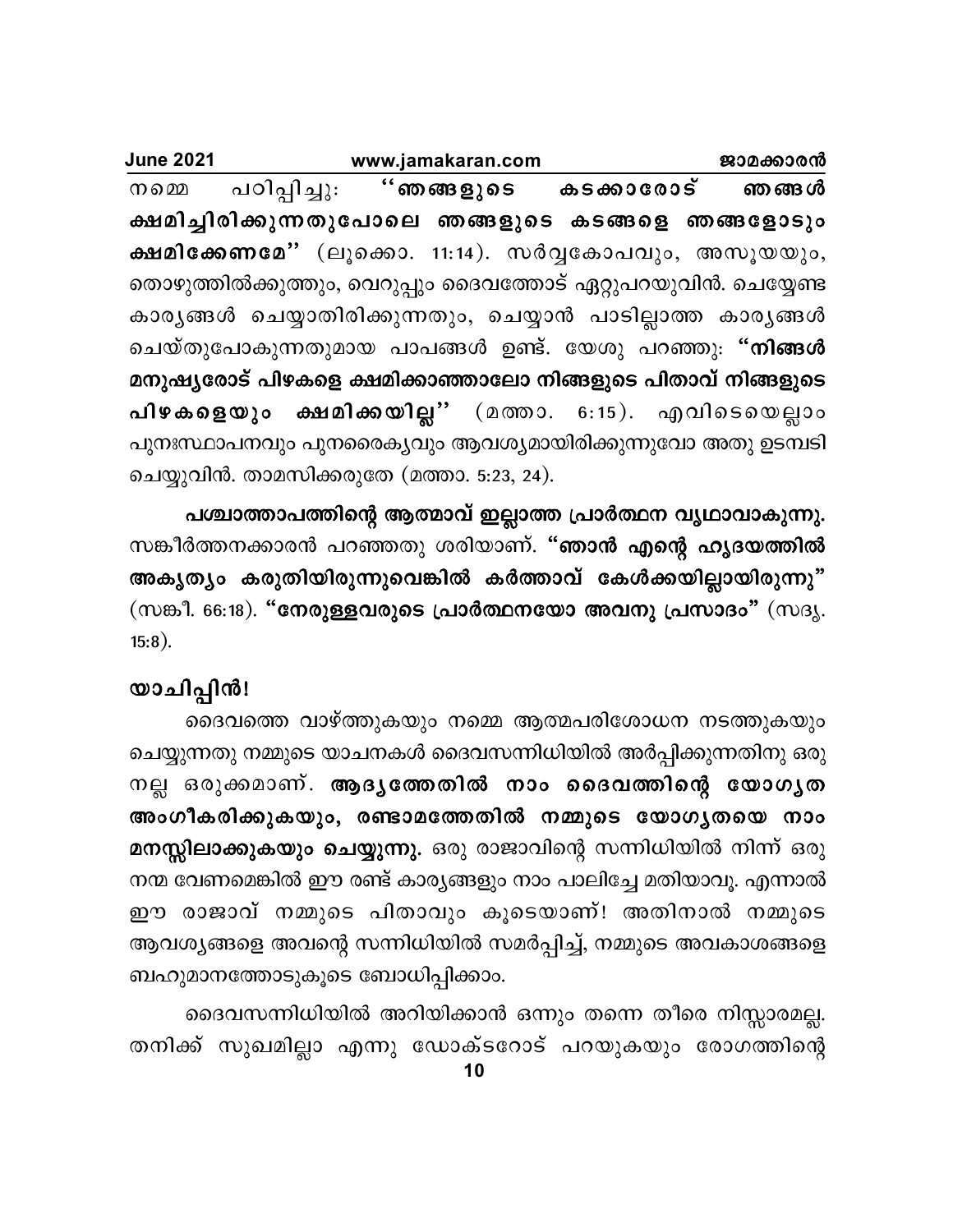നമ്മെ പഠിപ്പിച്ചു: **''ഞങ്ങളുടെ കടക്കാരോട് ഞങ്ങൾ ക്ഷമിച്ചിരിക്കുന്നതുപോലെ ഞങ്ങളുടെ കടങ്ങളെ ഞങ്ങളോടും ക്ഷമിക്കേണമേ''** (ലൂക്കൊ. 11:14). സർവ്വകോപവും, അസൂയയും, തൊഴുത്തിൽക്കുത്തും, വെറുപ്പും ദൈവത്തോട് ഏറ്റുപറയുവിൻ. ചെയ്യേണ്ട കാര്യങ്ങൾ ചെയ്യാതിരിക്കുന്നതും, ചെയ്യാൻ പാടില്ലാത്ത കാര്യങ്ങൾ ചെയ്തുപോകുന്നതുമായ പാപങ്ങൾ ഉണ്ട്. യേശു പറഞ്ഞു: **"നിങ്ങൾ മനുഷ്യരോട് പിഴകളെ ക്ഷമിക്കാഞ്ഞാലോ നിങ്ങളുടെ പിതാവ് നിങ്ങളുടെ പിഴകളെയും ക്ഷമിക്കയില്ല''** (മത്താ. 6:15). എവിടെയെല്ലാം പുനഃസ്ഥാപനവും പുനരൈക്യവും ആവശ്യമായിരിക്കുന്നുവോ അതു ഉടമ്പടി ചെയ്യുവിൻ. താമസിക്കരുതേ (മത്താ. 5:23, 24).

**പശ്ചാത്താപത്തിന്റെ ആത്മാവ് ഇല്ലാത്ത പ്രാർത്ഥന വൃഥാവാകുന്നു.** സങ്കീർത്തനക്കാരൻ പറഞ്ഞതു ശരിയാണ്. **"ഞാൻ എന്റെ ഹൃദയത്തിൽ അകൃത്യം കരുതിയിരുന്നുവെങ്കിൽ കർത്താവ് കേൾക്കയില്ലായിരുന്നു"** (സങ്കീ. 66:18). **"നേരുള്ളവരുടെ പ്രാർത്ഥനയോ അവനു പ്രസാദം"** (സദൃ. 15:8).

## യാചിപ്പിൻ!

ദൈവത്തെ വാഴ്ത്തുകയും നമ്മെ ആത്മപരിശോധന നടത്തുകയും ചെയ്യുന്നതു നമ്മുടെ യാചനകൾ ദൈവസന്നിധിയിൽ അർപ്പിക്കുന്നതിനു ഒരു നല്ല ഒരുക്കമാണ്. **ആദ്യത്തേതിൽ നാം ദൈവത്തിന്റെ യോഗ്യത അംഗീകരിക്കുകയും, രണ്ടാമത്തേതിൽ നമ്മുടെ യോഗ്യതയെ നാം മനസ്സിലാക്കുകയും ചെയ്യുന്നു.** ഒരു രാജാവിന്റെ സന്നിധിയിൽ നിന്ന് ഒരു നന്മ വേണമെങ്കിൽ ഈ രണ്ട് കാര്യങ്ങളും നാം പാലിച്ചേ മതിയാവൂ. എന്നാൽ ഈ രാജാവ് നമ്മുടെ പിതാവും കൂടെയാണ്! അതിനാൽ നമ്മുടെ ആവശ്യങ്ങളെ അവന്റെ സന്നിധിയിൽ സമർപ്പിച്ച്, നമ്മുടെ അവകാശങ്ങളെ ബഹുമാനത്തോടുകൂടെ ബോധിപ്പിക്കാം.

ദൈവസന്നിധിയിൽ അറിയിക്കാൻ ഒന്നും തന്നെ തീരെ നിസ്സാരമല്ല. തനിക്ക് സുഖമില്ലാ എന്നു ഡോക്ടറോട് പറയുകയും രോഗത്തിന്റെ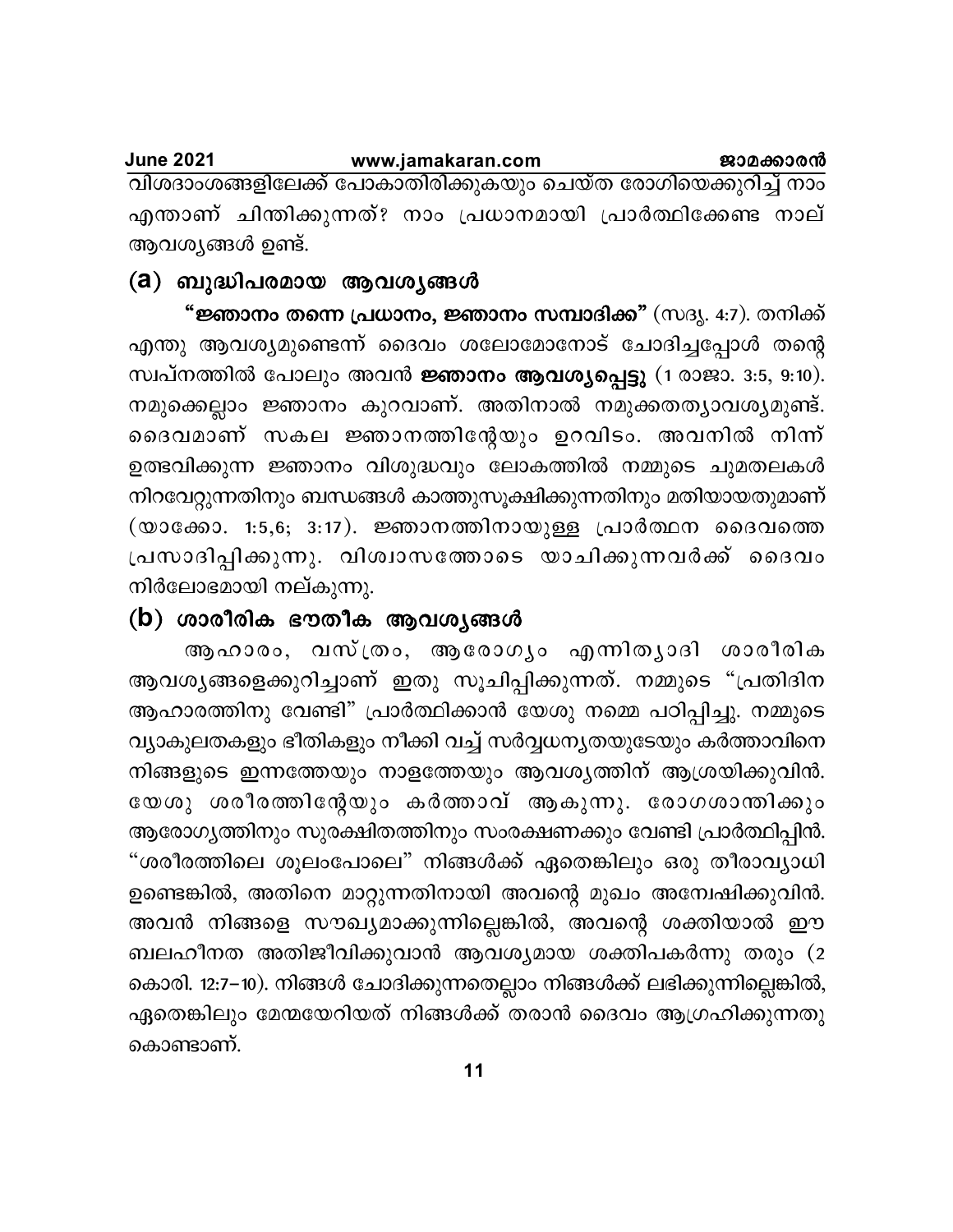വിശദാംശങ്ങളിലേക്ക് പോകാതിരിക്കുകയും ചെയ്ത രോഗിയെക്കുറിച്ച് നാം എന്താണ് ചിന്തിക്കുന്നത്? നാം പ്രധാനമായി പ്രാർത്ഥിക്കേണ്ട നാല് ആവശ്യങ്ങൾ ഉണ്ട്.

## (a) ബുദ്ധിപരമായ ആവശ്യങ്ങൾ

**"ജ്ഞാനം തന്നെ പ്രധാനം, ജ്ഞാനം സമ്പാദിക്ക"** (സദൃ. 4:7). തനിക്ക് എന്തു ആവശ്യമുണ്ടെന്ന് ദൈവം ശലോമോനോട് ചോദിച്ചപ്പോൾ തന്റെ സ്വപ്നത്തിൽ പോലും അവൻ **ജ്ഞാനം ആവശ്യപ്പെട്ടു** (1 രാജാ. 3:5, 9:10). നമുക്കെല്ലാം ജ്ഞാനം കുറവാണ്. അതിനാൽ നമുക്കതത്യാവശ്യമുണ്ട്. ദൈവമാണ് സകല ജ്ഞാനത്തിന്റേയും ഉറവിടം. അവനിൽ നിന്ന് ഉത്ഭവിക്കുന്ന ജ്ഞാനം വിശുദ്ധവും ലോകത്തിൽ നമ്മുടെ ചുമതലകൾ നിറവേറ്റുന്നതിനും ബന്ധങ്ങൾ കാത്തുസൂക്ഷിക്കുന്നതിനും മതിയായതുമാണ് (യാക്കോ. 1:5,6; 3:17). ജ്ഞാനത്തിനായുള്ള പ്രാർത്ഥന ദൈവത്തെ പ്രസാദിപ്പിക്കുന്നു. വിശ്വാസത്തോടെ യാചിക്കുന്നവർക്ക് ദൈവം നിർലോഭമായി നല്കുന്നു.

## (b) ശാരീരിക ഭൗതീക ആവശ്യങ്ങൾ

ആഹാരം, വസ്ത്രം, ആരോഗ്യം എന്നിത്യാദി ശാരീരിക ആവശ്യങ്ങളെക്കുറിച്ചാണ് ഇതു സൂചിപ്പിക്കുന്നത്. നമ്മുടെ "പ്രതിദിന ആഹാരത്തിനു വേണ്ടി" പ്രാർത്ഥിക്കാൻ യേശു നമ്മെ പഠിപ്പിച്ചു. നമ്മുടെ വ്യാകുലതകളും ഭീതികളും നീക്കി വച്ച് സർവ്വധന്യതയുടേയും കർത്താവിനെ നിങ്ങളുടെ ഇന്നത്തേയും നാളത്തേയും ആവശ്യത്തിന് ആശ്രയിക്കുവിൻ. യേശു ശരീരത്തിന്റേയും കർത്താവ് ആകുന്നു. രോഗശാന്തിക്കും ആരോഗ്യത്തിനും സുരക്ഷിതത്തിനും സംരക്ഷണക്കും വേണ്ടി പ്രാർത്ഥിപ്പിൻ. "ശരീരത്തിലെ ശൂലംപോലെ" നിങ്ങൾക്ക് ഏതെങ്കിലും ഒരു തീരാവ്യാധി ഉണ്ടെങ്കിൽ, അതിനെ മാറ്റുന്നതിനായി അവന്റെ മുഖം അന്വേഷിക്കുവിൻ. അവൻ നിങ്ങളെ സൗഖ്യമാക്കുന്നില്ലെങ്കിൽ, അവന്റെ ശക്തിയാൽ ഈ ബലഹീനത അതിജീവിക്കുവാൻ ആവശ്യമായ ശക്തിപകർന്നു തരും (2 കൊരി. 12:7-10). നിങ്ങൾ ചോദിക്കുന്നതെല്ലാം നിങ്ങൾക്ക് ലഭിക്കുന്നില്ലെങ്കിൽ, ഏതെങ്കിലും മേന്മയേറിയത് നിങ്ങൾക്ക് തരാൻ ദൈവം ആഗ്രഹിക്കുന്നതു കൊണ്ടാണ്.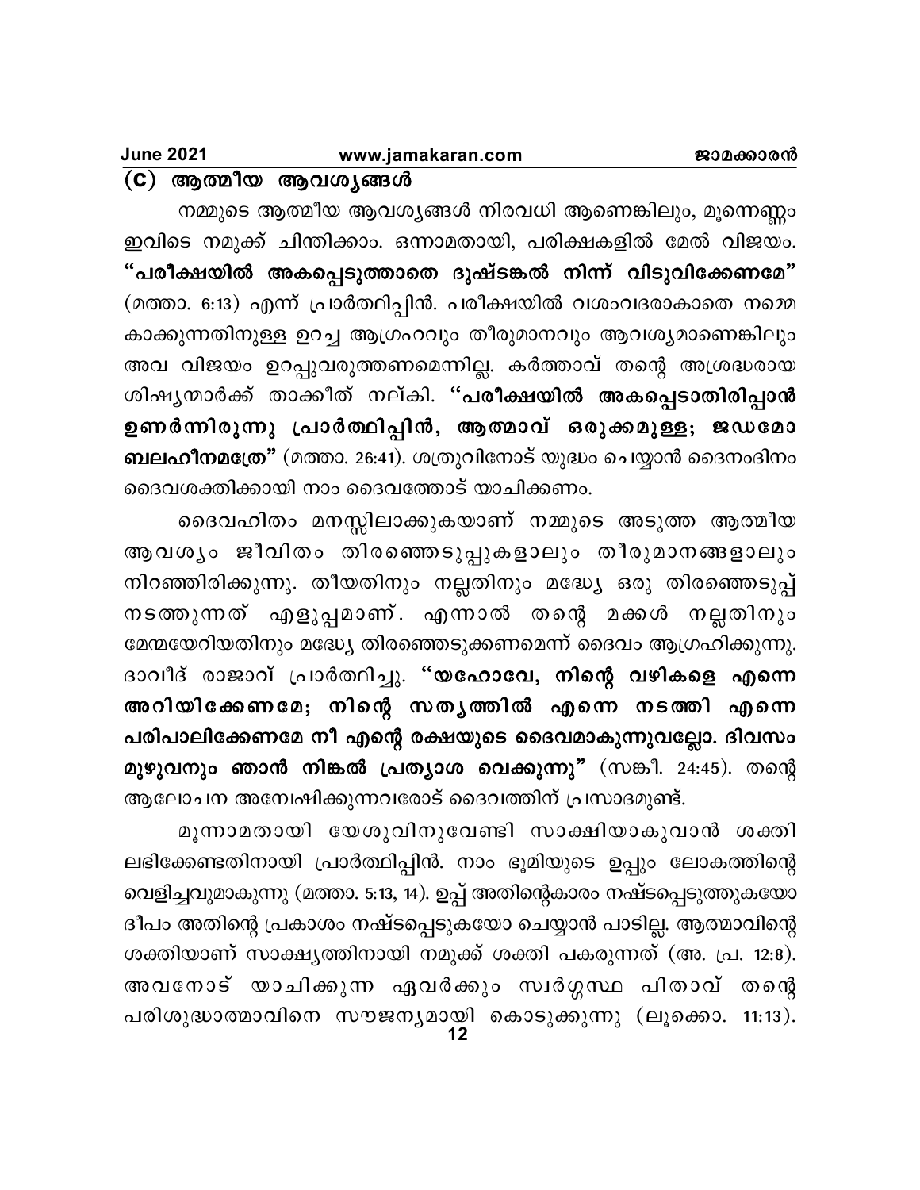## (C) ആത്മീയ ആവശ്യങ്ങൾ

നമ്മുടെ ആത്മീയ ആവശ്യങ്ങൾ നിരവധി ആണെങ്കിലും, മൂന്നെണ്ണം ഇവിടെ നമുക്ക് ചിന്തിക്കാം. ഒന്നാമതായി, പരിക്ഷകളിൽ മേൽ വിജയം. **"പരീക്ഷയിൽ അകപ്പെടുത്താതെ ദുഷ്ടങ്കൽ നിന്ന് വിടുവിക്കേണമേ"** (മത്താ. 6:13) എന്ന് പ്രാർത്ഥിപ്പിൻ. പരീക്ഷയിൽ വശംവദരാകാതെ നമ്മെ കാക്കുന്നതിനുള്ള ഉറച്ച ആഗ്രഹവും തീരുമാനവും ആവശ്യമാണെങ്കിലും അവ വിജയം ഉറപ്പുവരുത്തണമെന്നില്ല. കർത്താവ് തന്റെ അശ്രദ്ധരായ ശിഷ്യന്മാർക്ക് താക്കീത് നല്കി. **"പരീക്ഷയിൽ അകപ്പെടാതിരിപ്പാൻ ഉണർന്നിരുന്നു പ്രാർത്ഥിപ്പിൻ, ആത്മാവ് ഒരുക്കമുള്ള; ജഡമോ ബലഹീനമത്രേ"** (മത്താ. 26:41). ശത്രുവിനോട് യുദ്ധം ചെയ്യാൻ ദൈനംദിനം ദൈവശക്തിക്കായി നാം ദൈവത്തോട് യാചിക്കണം.

ദൈവഹിതം മനസ്സിലാക്കുകയാണ് നമ്മുടെ അടുത്ത ആത്മീയ ആവശ്യം ജീവിതം തിരഞ്ഞെടുപ്പുകളാലും തീരുമാനങ്ങളാലും നിറഞ്ഞിരിക്കുന്നു. തീയതിനും നല്ലതിനും മദ്ധ്യേ ഒരു തിരഞ്ഞെടുപ്പ് നടത്തുന്നത് എളുപ്പമാണ്. എന്നാൽ തന്റെ മക്കൾ നല്ലതിനും മേന്മയേറിയതിനും മദ്ധ്യേ തിരഞ്ഞെടുക്കണമെന്ന് ദൈവം ആഗ്രഹിക്കുന്നു. ദാവീദ് രാജാവ് പ്രാർത്ഥിച്ചു. **"യഹോവേ, നിന്റെ വഴികളെ എന്നെ അറിയിക്കേണമേ; നിന്റെ സത്യത്തിൽ എന്നെ നടത്തി എന്നെ പരിപാലിക്കേണമേ നീ എന്റെ രക്ഷയുടെ ദൈവമാകുന്നുവല്ലോ. ദിവസം മുഴുവനും ഞാൻ നിങ്കൽ പ്രത്യാശ വെക്കുന്നു"** (സങ്കീ. 24:45). തന്റെ ആലോചന അന്വേഷിക്കുന്നവരോട് ദൈവത്തിന് പ്രസാദമുണ്ട്.

മൂന്നാമതായി യേശുവിനുവേണ്ടി സാക്ഷിയാകുവാൻ ശക്തി ലഭിക്കേണ്ടതിനായി പ്രാർത്ഥിപ്പിൻ. നാം ഭൂമിയുടെ ഉപ്പും ലോകത്തിന്റെ വെളിച്ചവുമാകുന്നു (മത്താ. 5:13, 14). ഉപ്പ് അതിന്റെകാരം നഷ്ടപ്പെടുത്തുകയോ ദീപം അതിന്റെ പ്രകാശം നഷ്ടപ്പെടുകയോ ചെയ്യാൻ പാടില്ല. ആത്മാവിന്റെ ശക്തിയാണ് സാക്ഷ്യത്തിനായി നമുക്ക് ശക്തി പകരുന്നത് (അ. പ്ര. 12:8). അവനോട് യാചിക്കുന്ന ഏവർക്കും സ്വർഗ്ഗസ്ഥ പിതാവ് തന്റെ പരിശുദ്ധാത്മാവിനെ സൗജന്യമായി കൊടുക്കുന്നു (ലൂക്കൊ. 11:13).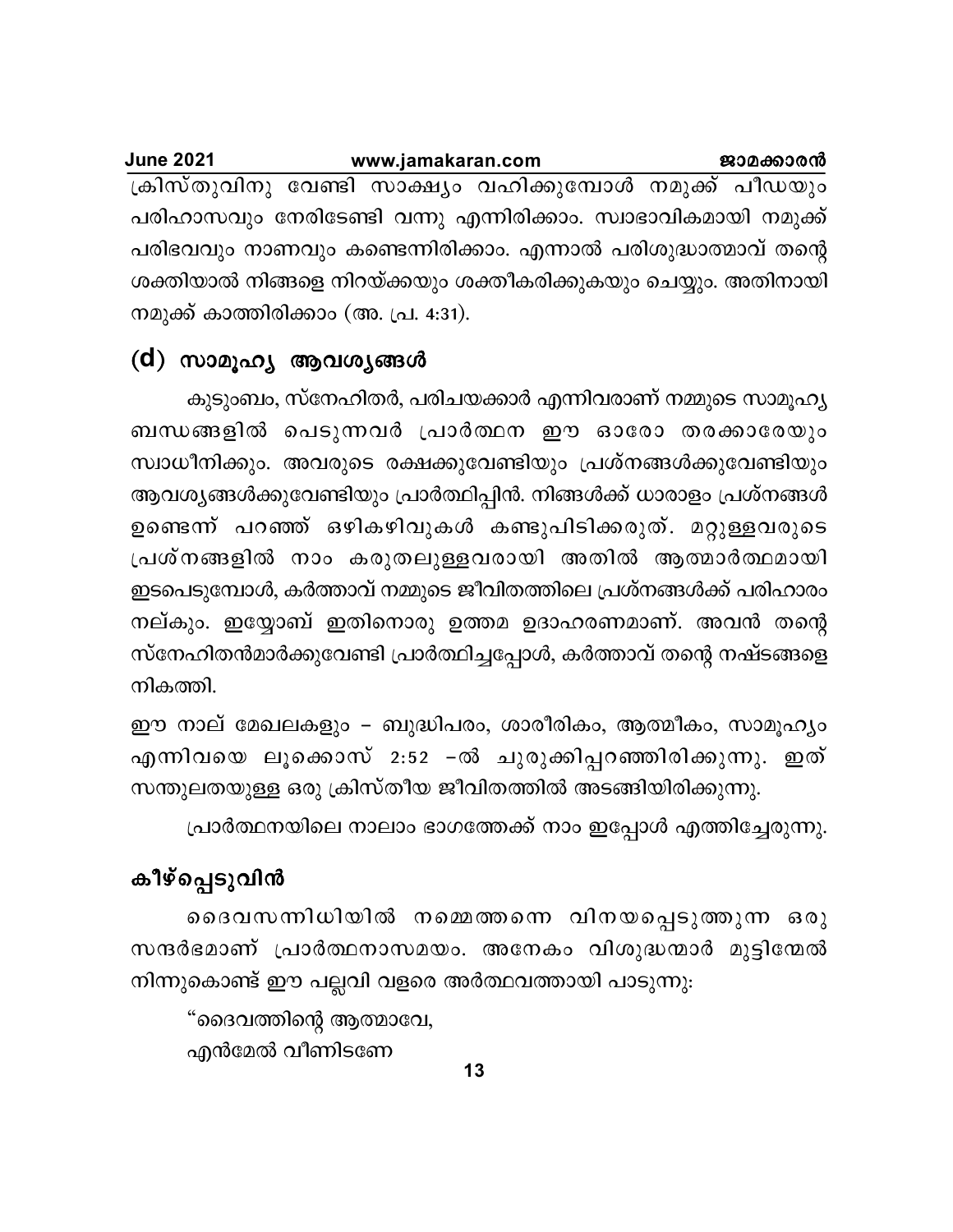ക്രിസ്തുവിനു വേണ്ടി സാക്ഷ്യം വഹിക്കുമ്പോൾ നമുക്ക് പീഡയും പരിഹാസവും നേരിടേണ്ടി വന്നു എന്നിരിക്കാം. സ്വാഭാവികമായി നമുക്ക് പരിഭവവും നാണവും കണ്ടെന്നിരിക്കാം. എന്നാൽ പരിശുദ്ധാത്മാവ് തന്റെ ശക്തിയാൽ നിങ്ങളെ നിറയ്ക്കയും ശക്തീകരിക്കുകയും ചെയ്യും. അതിനായി നമുക്ക് കാത്തിരിക്കാം (അ. പ്ര. 4:31).

## (d) സാമൂഹ്യ ആവശ്യങ്ങൾ

കുടുംബം, സ്നേഹിതർ, പരിചയക്കാർ എന്നിവരാണ് നമ്മുടെ സാമൂഹ്യ ബന്ധങ്ങളിൽ പെടുന്നവർ പ്രാർത്ഥന ഈ ഓരോ തരക്കാരേയും സ്വാധീനിക്കും. അവരുടെ രക്ഷക്കുവേണ്ടിയും പ്രശ്നങ്ങൾക്കുവേണ്ടിയും ആവശ്യങ്ങൾക്കുവേണ്ടിയും പ്രാർത്ഥിപ്പിൻ. നിങ്ങൾക്ക് ധാരാളം പ്രശ്നങ്ങൾ ഉണ്ടെന്ന് പറഞ്ഞ് ഒഴികഴിവുകൾ കണ്ടുപിടിക്കരുത്. മറ്റുള്ളവരുടെ പ്രശ്നങ്ങളിൽ നാം കരുതലുള്ളവരായി അതിൽ ആത്മാർത്ഥമായി ഇടപെടുമ്പോൾ, കർത്താവ് നമ്മുടെ ജീവിതത്തിലെ പ്രശ്നങ്ങൾക്ക് പരിഹാരം നല്കും. ഇയ്യോബ് ഇതിനൊരു ഉത്തമ ഉദാഹരണമാണ്. അവൻ തന്റെ സ്നേഹിതൻമാർക്കുവേണ്ടി പ്രാർത്ഥിച്ചപ്പോൾ, കർത്താവ് തന്റെ നഷ്ടങ്ങളെ നികത്തി.

ഈ നാല് മേഖലകളും – ബുദ്ധിപരം, ശാരീരികം, ആത്മീകം, സാമൂഹ്യം എന്നിവയെ ലൂക്കൊസ് 2:52 –ൽ ചുരുക്കിപ്പറഞ്ഞിരിക്കുന്നു. ഇത് സന്തുലതയുള്ള ഒരു ക്രിസ്തീയ ജീവിതത്തിൽ അടങ്ങിയിരിക്കുന്നു.

പ്രാർത്ഥനയിലെ നാലാം ഭാഗത്തേക്ക് നാം ഇപ്പോൾ എത്തിച്ചേരുന്നു.

## കീഴ്പ്പെടുവിൻ

ദൈവസന്നിധിയിൽ നമ്മെത്തന്നെ വിനയപ്പെടുത്തുന്ന ഒരു സന്ദർഭമാണ് പ്രാർത്ഥനാസമയം. അനേകം വിശുദ്ധന്മാർ മുട്ടിന്മേൽ നിന്നുകൊണ്ട് ഈ പല്ലവി വളരെ അർത്ഥവത്തായി പാടുന്നു:

"ദൈവത്തിന്റെ ആത്മാവേ,
എൻമേൽ വീണിടണേ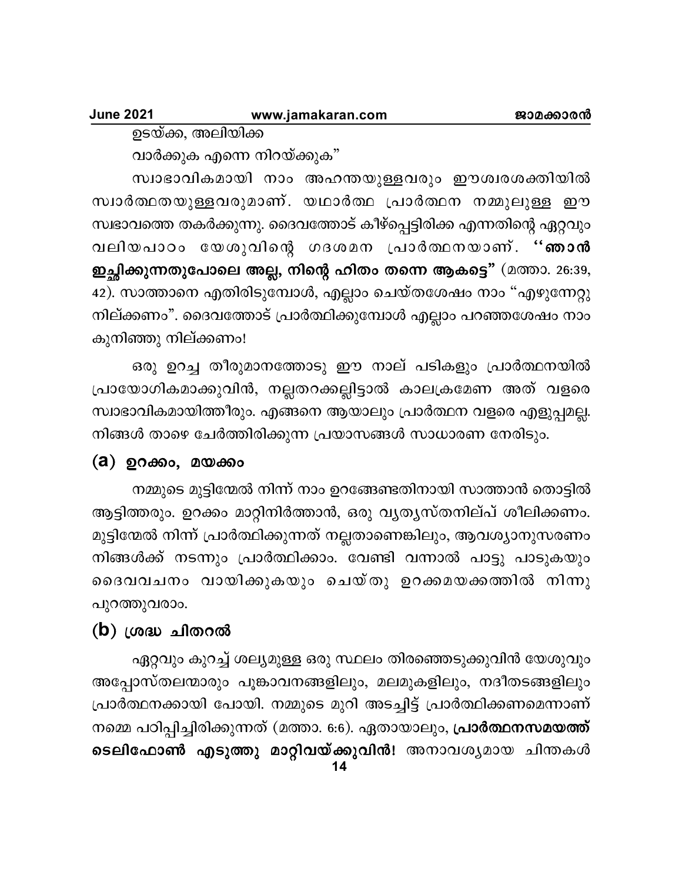ഉടയ്ക്ക, അലിയിക്ക

വാർക്കുക എന്നെ നിറയ്ക്കുക"

സ്വാഭാവികമായി നാം അഹന്തയുള്ളവരും ഈശ്വരശക്തിയിൽ സ്വാർത്ഥതയുള്ളവരുമാണ്. യഥാർത്ഥ പ്രാർത്ഥന നമ്മുലുള്ള ഈ സ്വഭാവത്തെ തകർക്കുന്നു. ദൈവത്തോട് കീഴ്പ്പെട്ടിരിക്ക എന്നതിന്റെ ഏറ്റവും വലിയപാഠം യേശുവിന്റെ ഗദശമന പ്രാർത്ഥനയാണ്. **''ഞാൻ ഇച്ഛിക്കുന്നതുപോലെ അല്ല, നിന്റെ ഹിതം തന്നെ ആകട്ടെ"** (മത്താ. 26:39, 42). സാത്താനെ എതിരിടുമ്പോൾ, എല്ലാം ചെയ്തശേഷം നാം "എഴുന്നേറ്റു നില്ക്കണം". ദൈവത്തോട് പ്രാർത്ഥിക്കുമ്പോൾ എല്ലാം പറഞ്ഞശേഷം നാം കുനിഞ്ഞു നില്ക്കണം!

ഒരു ഉറച്ച തീരുമാനത്തോടു ഈ നാല് പടികളും പ്രാർത്ഥനയിൽ പ്രായോഗികമാക്കുവിൻ, നല്ലതറക്കല്ലിട്ടാൽ കാലക്രമേണ അത് വളരെ സ്വാഭാവികമായിത്തീരും. എങ്ങനെ ആയാലും പ്രാർത്ഥന വളരെ എളുപ്പമല്ല. നിങ്ങൾ താഴെ ചേർത്തിരിക്കുന്ന പ്രയാസങ്ങൾ സാധാരണ നേരിടും.

## (a) ഉറക്കം, മയക്കം

നമ്മുടെ മുട്ടിന്മേൽ നിന്ന് നാം ഉറങ്ങേണ്ടതിനായി സാത്താൻ തൊട്ടിൽ ആട്ടിത്തരും. ഉറക്കം മാറ്റിനിർത്താൻ, ഒരു വ്യത്യസ്തനില്പ് ശീലിക്കണം. മുട്ടിന്മേൽ നിന്ന് പ്രാർത്ഥിക്കുന്നത് നല്ലതാണെങ്കിലും, ആവശ്യാനുസരണം നിങ്ങൾക്ക് നടന്നും പ്രാർത്ഥിക്കാം. വേണ്ടി വന്നാൽ പാട്ടു പാടുകയും ദൈവവചനം വായിക്കുകയും ചെയ്തു ഉറക്കമയക്കത്തിൽ നിന്നു പുറത്തുവരാം.

## (b) ശ്രദ്ധ ചിതറൽ

ഏറ്റവും കുറച്ച് ശല്യമുള്ള ഒരു സ്ഥലം തിരഞ്ഞെടുക്കുവിൻ യേശുവും അപ്പോസ്തലന്മാരും പൂങ്കാവനങ്ങളിലും, മലമുകളിലും, നദീതടങ്ങളിലും പ്രാർത്ഥനക്കായി പോയി. നമ്മുടെ മുറി അടച്ചിട്ട് പ്രാർത്ഥിക്കണമെന്നാണ് നമ്മെ പഠിപ്പിച്ചിരിക്കുന്നത് (മത്താ. 6:6). ഏതായാലും, **പ്രാർത്ഥനസമയത്ത് ടെലിഫോൺ എടുത്തു മാറ്റിവയ്ക്കുവിൻ!** അനാവശ്യമായ ചിന്തകൾ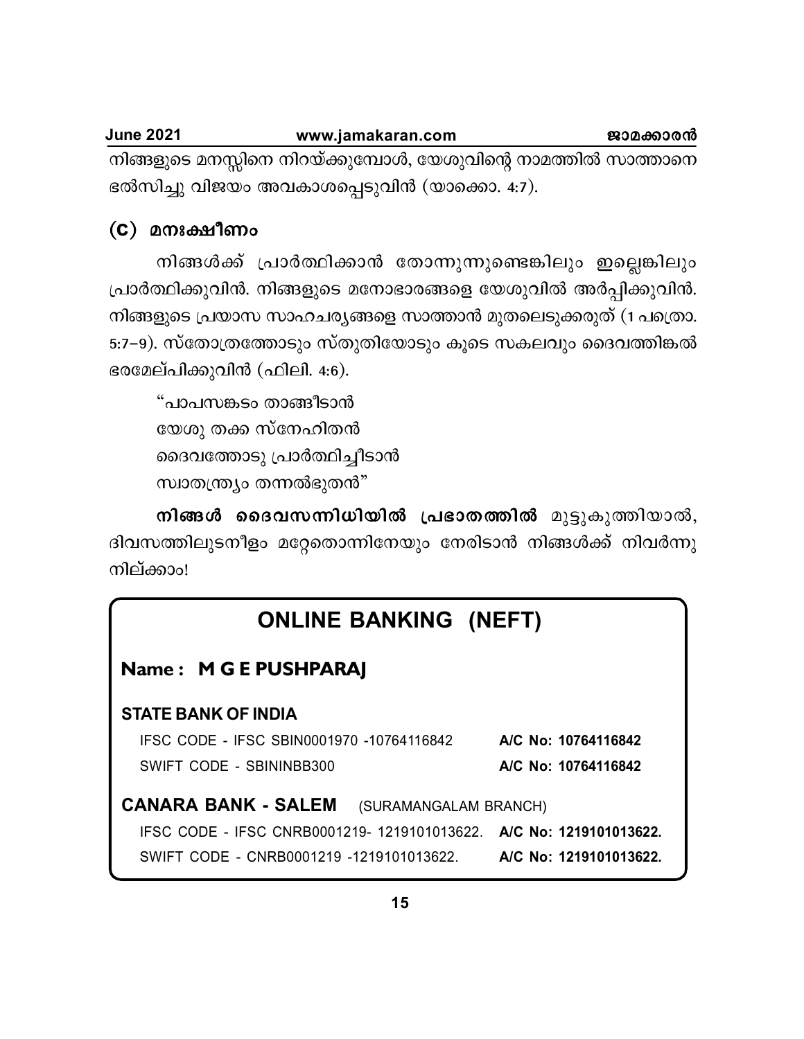നിങ്ങളുടെ മനസ്സിനെ നിറയ്ക്കുമ്പോൾ, യേശുവിന്റെ നാമത്തിൽ സാത്താനെ ഭൽസിച്ചു വിജയം അവകാശപ്പെടുവിൻ (യാക്കൊ. 4:7).

### (c) മനഃക്ഷീണം

നിങ്ങൾക്ക് പ്രാർത്ഥിക്കാൻ തോന്നുന്നുണ്ടെങ്കിലും ഇല്ലെങ്കിലും പ്രാർത്ഥിക്കുവിൻ. നിങ്ങളുടെ മനോഭാരങ്ങളെ യേശുവിൽ അർപ്പിക്കുവിൻ. നിങ്ങളുടെ പ്രയാസ സാഹചര്യങ്ങളെ സാത്താൻ മുതലെടുക്കരുത് (1 പത്രൊ. 5:7–9). സ്തോത്രത്തോടും സ്തുതിയോടും കൂടെ സകലവും ദൈവത്തിങ്കൽ ഭരമേല്പിക്കുവിൻ (ഫിലി. 4:6).

"പാപസങ്കടം താങ്ങീടാൻ
യേശു തക്ക സ്നേഹിതൻ
ദൈവത്തോടു പ്രാർത്ഥിച്ചീടാൻ
സ്വാതന്ത്ര്യം തന്നൽഭുതൻ"

**നിങ്ങൾ ദൈവസന്നിധിയിൽ പ്രഭാതത്തിൽ** മുട്ടുകുത്തിയാൽ, ദിവസത്തിലുടനീളം മറ്റേതൊന്നിനേയും നേരിടാൻ നിങ്ങൾക്ക് നിവർന്നു നില്ക്കാം!

## ONLINE BANKING (NEFT)

**Name : M G E PUSHPARAJ**

**STATE BANK OF INDIA**

| | |
|---|---|
| IFSC CODE - IFSC SBIN0001970 -10764116842 | **A/C No: 10764116842** |
| SWIFT CODE - SBININBB300 | **A/C No: 10764116842** |

**CANARA BANK - SALEM** (SURAMANGALAM BRANCH)

| | |
|---|---|
| IFSC CODE - IFSC CNRB0001219- 1219101013622. | **A/C No: 1219101013622.** |
| SWIFT CODE - CNRB0001219 -1219101013622. | **A/C No: 1219101013622.** |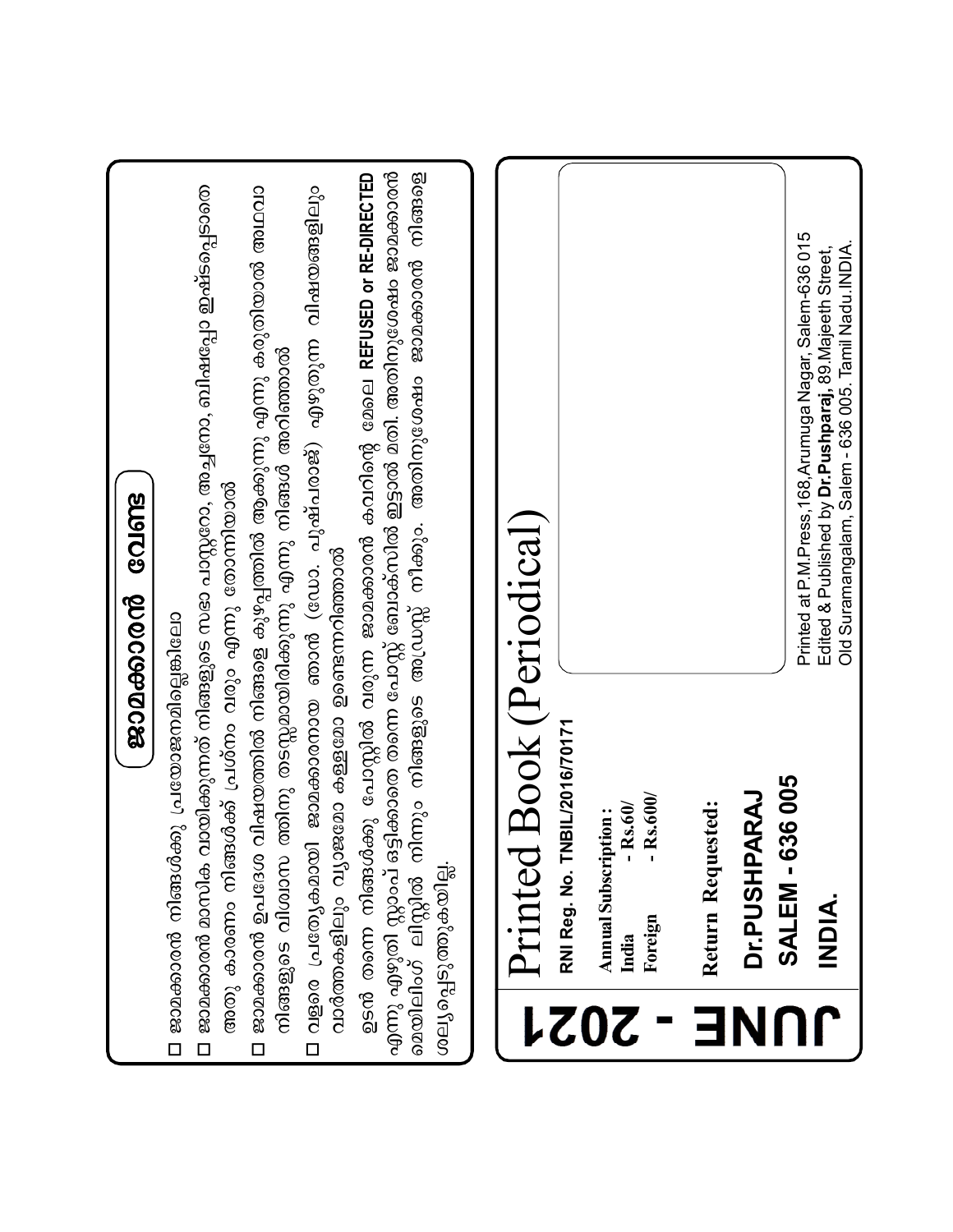## ജാമക്കാരൻ വേണ്ട

- ജാമക്കാരൻ നിങ്ങൾക്കു പ്രയോജനമില്ലെങ്കിലോ
- ജാമക്കാരൻ മാസിക വായിക്കുന്നത് നിങ്ങളുടെ സഭാ പാസ്റ്ററോ, അച്ചനോ, ബിഷപ്പോ ഇഷ്ടപ്പെടാതെ അതു കാരണം നിങ്ങൾക്ക് പ്രശ്നം വരും എന്നു തോന്നിയാൽ
- ജാമക്കാരൻ ഉപദേശ വിഷയത്തിൽ നിങ്ങളെ കുഴപ്പത്തിൽ ആക്കുന്നു എന്നു കരുതിയാൽ അഥവാ നിങ്ങളുടെ വിശ്വാസ ത്തിനു തടസ്സമായിരിക്കുന്നു എന്നു നിങ്ങൾ അറിഞ്ഞാൽ
- വളരെ പ്രത്യേകമായി ജാമക്കാരനായ ഞാൻ (ഡോ. പുഷ്പരാജ്) എഴുതുന്ന വിഷയങ്ങളിലും വാർത്തകളിലും വ്യാജമോ കള്ളമോ ഉണ്ടെന്നറിഞ്ഞാൽ

ഉടൻ തന്നെ നിങ്ങൾക്കു പോസ്റ്റിൽ വരുന്ന ജാമക്കാരൻ കവറിന്റെ മേലെ **REFUSED or RE-DIRECTED** എന്നു എഴുതി സ്റ്റാംപ് ഒട്ടിക്കാതെ തന്നെ പോസ്റ്റ് ബോക്സിൽ ഇട്ടാൽ മതി. അതിനുശേഷം ജാമക്കാരൻ മെയിലിംഗ് ലിസ്റ്റിൽ നിന്നും നിങ്ങളുടെ അഡ്രസ്സ് നീക്കും. അതിനുശേഷം ജാമക്കാരൻ നിങ്ങളെ ശല്യപ്പെടുത്തുകയില്ല.

**JUNE - 2021**

# Printed Book (Periodical)

**RNI Reg. No. TNBIL/2016/70171**

**Annual Subscription :**
**India - Rs.60/**
**Foreign - Rs.600/**

**Return Requested:**

**Dr.PUSHPARAJ**
**SALEM - 636 005**
**INDIA.**

Printed at P.M.Press,168,Arumuga Nagar, Salem-636 015
Edited & Published by **Dr.Pushparaj**, 89,Majeeth Street,
Old Suramangalam, Salem - 636 005. Tamil Nadu.INDIA.